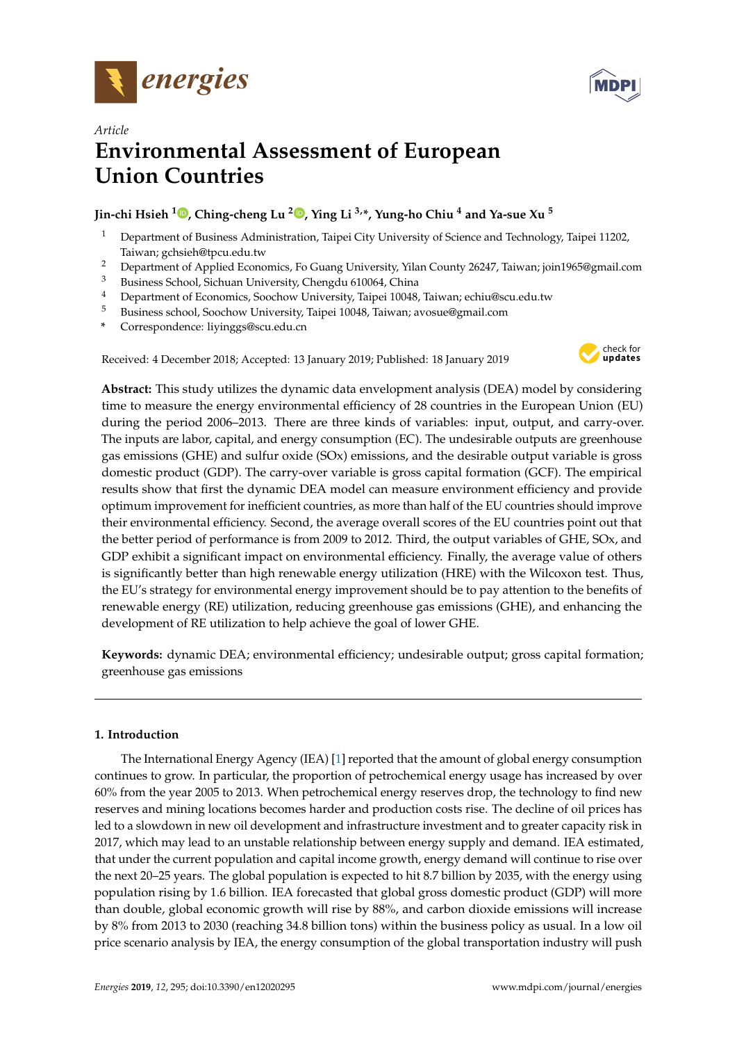*Article*

# Environmental Assessment of European Union Countries

**Jin-chi Hsieh [1], Ching-cheng Lu [2], Ying Li [3,*], Yung-ho Chiu [4] and Ya-sue Xu [5]**

1. Department of Business Administration, Taipei City University of Science and Technology, Taipei 11202, Taiwan; gchsieh@tpcu.edu.tw
2. Department of Applied Economics, Fo Guang University, Yilan County 26247, Taiwan; join1965@gmail.com
3. Business School, Sichuan University, Chengdu 610064, China
4. Department of Economics, Soochow University, Taipei 10048, Taiwan; echiu@scu.edu.tw
5. Business school, Soochow University, Taipei 10048, Taiwan; avosue@gmail.com

\* Correspondence: liyinggs@scu.edu.cn

Received: 4 December 2018; Accepted: 13 January 2019; Published: 18 January 2019

**Abstract:** This study utilizes the dynamic data envelopment analysis (DEA) model by considering time to measure the energy environmental efficiency of 28 countries in the European Union (EU) during the period 2006–2013. There are three kinds of variables: input, output, and carry-over. The inputs are labor, capital, and energy consumption (EC). The undesirable outputs are greenhouse gas emissions (GHE) and sulfur oxide (SOx) emissions, and the desirable output variable is gross domestic product (GDP). The carry-over variable is gross capital formation (GCF). The empirical results show that first the dynamic DEA model can measure environment efficiency and provide optimum improvement for inefficient countries, as more than half of the EU countries should improve their environmental efficiency. Second, the average overall scores of the EU countries point out that the better period of performance is from 2009 to 2012. Third, the output variables of GHE, SOx, and GDP exhibit a significant impact on environmental efficiency. Finally, the average value of others is significantly better than high renewable energy utilization (HRE) with the Wilcoxon test. Thus, the EU's strategy for environmental energy improvement should be to pay attention to the benefits of renewable energy (RE) utilization, reducing greenhouse gas emissions (GHE), and enhancing the development of RE utilization to help achieve the goal of lower GHE.

**Keywords:** dynamic DEA; environmental efficiency; undesirable output; gross capital formation; greenhouse gas emissions

## 1. Introduction

The International Energy Agency (IEA) [1] reported that the amount of global energy consumption continues to grow. In particular, the proportion of petrochemical energy usage has increased by over 60% from the year 2005 to 2013. When petrochemical energy reserves drop, the technology to find new reserves and mining locations becomes harder and production costs rise. The decline of oil prices has led to a slowdown in new oil development and infrastructure investment and to greater capacity risk in 2017, which may lead to an unstable relationship between energy supply and demand. IEA estimated, that under the current population and capital income growth, energy demand will continue to rise over the next 20–25 years. The global population is expected to hit 8.7 billion by 2035, with the energy using population rising by 1.6 billion. IEA forecasted that global gross domestic product (GDP) will more than double, global economic growth will rise by 88%, and carbon dioxide emissions will increase by 8% from 2013 to 2030 (reaching 34.8 billion tons) within the business policy as usual. In a low oil price scenario analysis by IEA, the energy consumption of the global transportation industry will push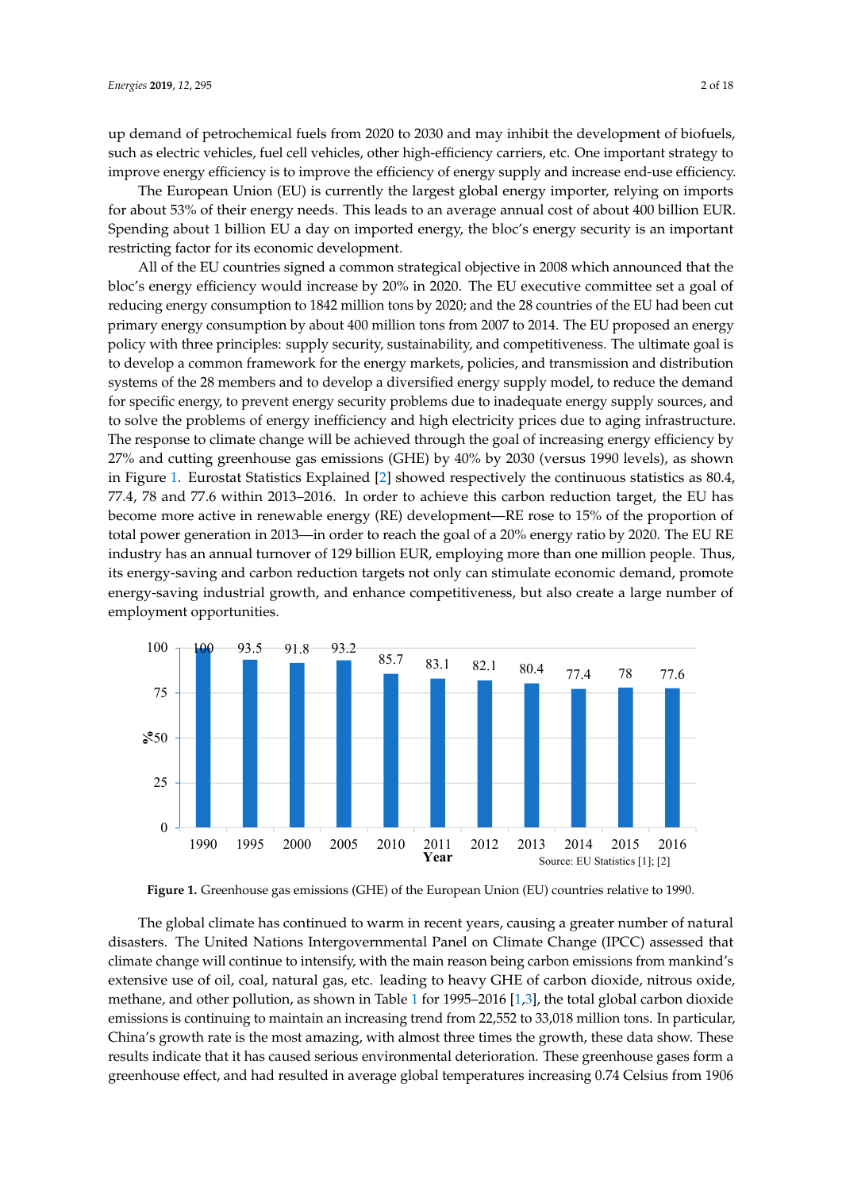up demand of petrochemical fuels from 2020 to 2030 and may inhibit the development of biofuels, such as electric vehicles, fuel cell vehicles, other high-efficiency carriers, etc. One important strategy to improve energy efficiency is to improve the efficiency of energy supply and increase end-use efficiency.

The European Union (EU) is currently the largest global energy importer, relying on imports for about 53% of their energy needs. This leads to an average annual cost of about 400 billion EUR. Spending about 1 billion EU a day on imported energy, the bloc's energy security is an important restricting factor for its economic development.

All of the EU countries signed a common strategical objective in 2008 which announced that the bloc's energy efficiency would increase by 20% in 2020. The EU executive committee set a goal of reducing energy consumption to 1842 million tons by 2020; and the 28 countries of the EU had been cut primary energy consumption by about 400 million tons from 2007 to 2014. The EU proposed an energy policy with three principles: supply security, sustainability, and competitiveness. The ultimate goal is to develop a common framework for the energy markets, policies, and transmission and distribution systems of the 28 members and to develop a diversified energy supply model, to reduce the demand for specific energy, to prevent energy security problems due to inadequate energy supply sources, and to solve the problems of energy inefficiency and high electricity prices due to aging infrastructure. The response to climate change will be achieved through the goal of increasing energy efficiency by 27% and cutting greenhouse gas emissions (GHE) by 40% by 2030 (versus 1990 levels), as shown in Figure 1. Eurostat Statistics Explained [2] showed respectively the continuous statistics as 80.4, 77.4, 78 and 77.6 within 2013–2016. In order to achieve this carbon reduction target, the EU has become more active in renewable energy (RE) development—RE rose to 15% of the proportion of total power generation in 2013—in order to reach the goal of a 20% energy ratio by 2020. The EU RE industry has an annual turnover of 129 billion EUR, employing more than one million people. Thus, its energy-saving and carbon reduction targets not only can stimulate economic demand, promote energy-saving industrial growth, and enhance competitiveness, but also create a large number of employment opportunities.

| Year | 1990 | 1995 | 2000 | 2005 | 2010 | 2011 | 2012 | 2013 | 2014 | 2015 | 2016 |
|---|---|---|---|---|---|---|---|---|---|---|---|
| % | 100 | 93.5 | 91.8 | 93.2 | 85.7 | 83.1 | 82.1 | 80.4 | 77.4 | 78 | 77.6 |

Source: EU Statistics [1]; [2]

**Figure 1.** Greenhouse gas emissions (GHE) of the European Union (EU) countries relative to 1990.

The global climate has continued to warm in recent years, causing a greater number of natural disasters. The United Nations Intergovernmental Panel on Climate Change (IPCC) assessed that climate change will continue to intensify, with the main reason being carbon emissions from mankind's extensive use of oil, coal, natural gas, etc. leading to heavy GHE of carbon dioxide, nitrous oxide, methane, and other pollution, as shown in Table 1 for 1995–2016 [1,3], the total global carbon dioxide emissions is continuing to maintain an increasing trend from 22,552 to 33,018 million tons. In particular, China's growth rate is the most amazing, with almost three times the growth, these data show. These results indicate that it has caused serious environmental deterioration. These greenhouse gases form a greenhouse effect, and had resulted in average global temperatures increasing 0.74 Celsius from 1906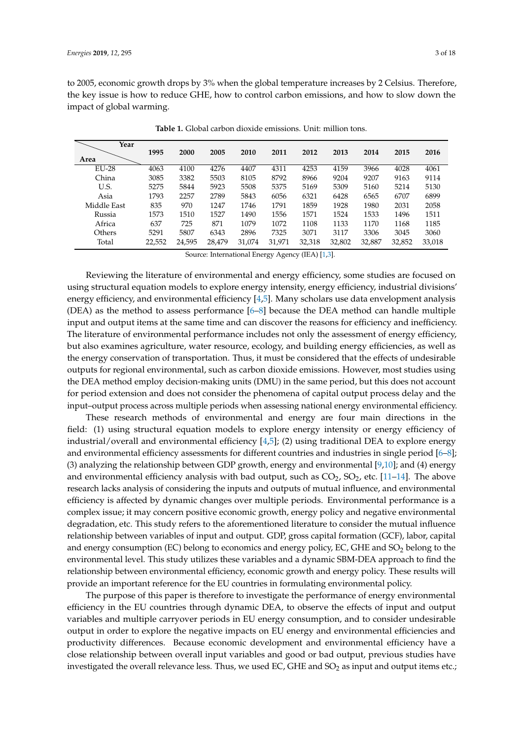to 2005, economic growth drops by 3% when the global temperature increases by 2 Celsius. Therefore, the key issue is how to reduce GHE, how to control carbon emissions, and how to slow down the impact of global warming.

**Table 1.** Global carbon dioxide emissions. Unit: million tons.

| Area \ Year | 1995 | 2000 | 2005 | 2010 | 2011 | 2012 | 2013 | 2014 | 2015 | 2016 |
|---|---|---|---|---|---|---|---|---|---|---|
| EU-28 | 4063 | 4100 | 4276 | 4407 | 4311 | 4253 | 4159 | 3966 | 4028 | 4061 |
| China | 3085 | 3382 | 5503 | 8105 | 8792 | 8966 | 9204 | 9207 | 9163 | 9114 |
| U.S. | 5275 | 5844 | 5923 | 5508 | 5375 | 5169 | 5309 | 5160 | 5214 | 5130 |
| Asia | 1793 | 2257 | 2789 | 5843 | 6056 | 6321 | 6428 | 6565 | 6707 | 6899 |
| Middle East | 835 | 970 | 1247 | 1746 | 1791 | 1859 | 1928 | 1980 | 2031 | 2058 |
| Russia | 1573 | 1510 | 1527 | 1490 | 1556 | 1571 | 1524 | 1533 | 1496 | 1511 |
| Africa | 637 | 725 | 871 | 1079 | 1072 | 1108 | 1133 | 1170 | 1168 | 1185 |
| Others | 5291 | 5807 | 6343 | 2896 | 7325 | 3071 | 3117 | 3306 | 3045 | 3060 |
| Total | 22,552 | 24,595 | 28,479 | 31,074 | 31,971 | 32,318 | 32,802 | 32,887 | 32,852 | 33,018 |

Source: International Energy Agency (IEA) [1,3].

Reviewing the literature of environmental and energy efficiency, some studies are focused on using structural equation models to explore energy intensity, energy efficiency, industrial divisions' energy efficiency, and environmental efficiency [4,5]. Many scholars use data envelopment analysis (DEA) as the method to assess performance [6–8] because the DEA method can handle multiple input and output items at the same time and can discover the reasons for efficiency and inefficiency. The literature of environmental performance includes not only the assessment of energy efficiency, but also examines agriculture, water resource, ecology, and building energy efficiencies, as well as the energy conservation of transportation. Thus, it must be considered that the effects of undesirable outputs for regional environmental, such as carbon dioxide emissions. However, most studies using the DEA method employ decision-making units (DMU) in the same period, but this does not account for period extension and does not consider the phenomena of capital output process delay and the input–output process across multiple periods when assessing national energy environmental efficiency.

These research methods of environmental and energy are four main directions in the field: (1) using structural equation models to explore energy intensity or energy efficiency of industrial/overall and environmental efficiency [4,5]; (2) using traditional DEA to explore energy and environmental efficiency assessments for different countries and industries in single period [6–8]; (3) analyzing the relationship between GDP growth, energy and environmental [9,10]; and (4) energy and environmental efficiency analysis with bad output, such as $CO_2$, $SO_2$, etc. [11–14]. The above research lacks analysis of considering the inputs and outputs of mutual influence, and environmental efficiency is affected by dynamic changes over multiple periods. Environmental performance is a complex issue; it may concern positive economic growth, energy policy and negative environmental degradation, etc. This study refers to the aforementioned literature to consider the mutual influence relationship between variables of input and output. GDP, gross capital formation (GCF), labor, capital and energy consumption (EC) belong to economics and energy policy, EC, GHE and $SO_2$ belong to the environmental level. This study utilizes these variables and a dynamic SBM-DEA approach to find the relationship between environmental efficiency, economic growth and energy policy. These results will provide an important reference for the EU countries in formulating environmental policy.

The purpose of this paper is therefore to investigate the performance of energy environmental efficiency in the EU countries through dynamic DEA, to observe the effects of input and output variables and multiple carryover periods in EU energy consumption, and to consider undesirable output in order to explore the negative impacts on EU energy and environmental efficiencies and productivity differences. Because economic development and environmental efficiency have a close relationship between overall input variables and good or bad output, previous studies have investigated the overall relevance less. Thus, we used EC, GHE and $SO_2$ as input and output items etc.;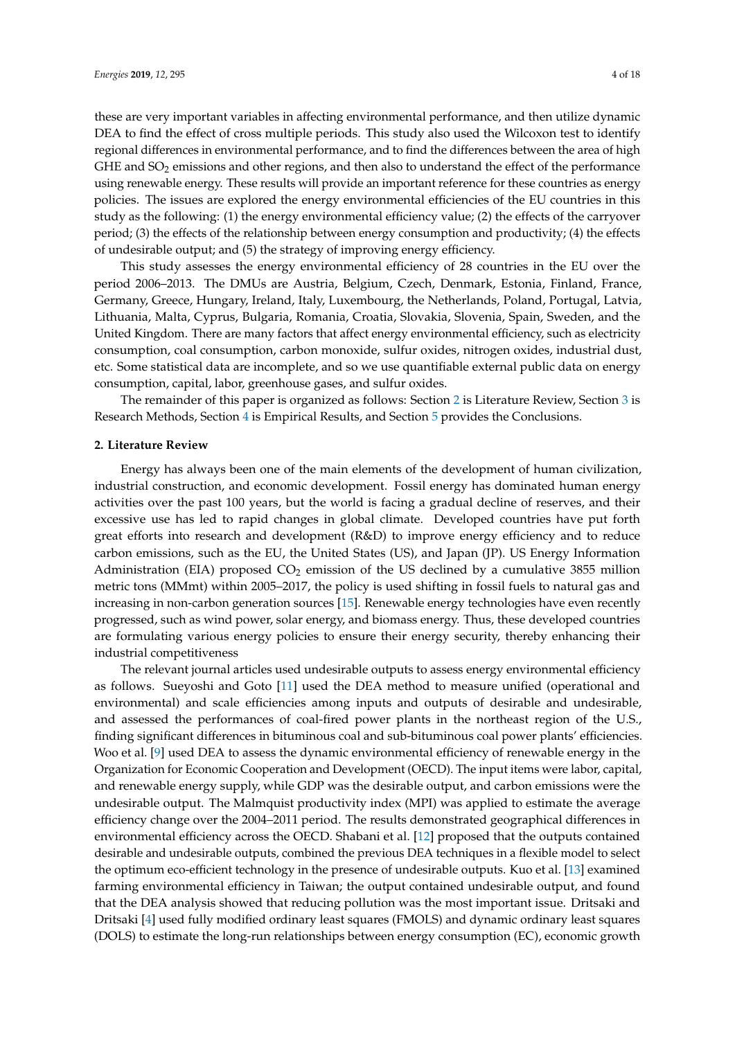these are very important variables in affecting environmental performance, and then utilize dynamic DEA to find the effect of cross multiple periods. This study also used the Wilcoxon test to identify regional differences in environmental performance, and to find the differences between the area of high GHE and $SO_2$ emissions and other regions, and then also to understand the effect of the performance using renewable energy. These results will provide an important reference for these countries as energy policies. The issues are explored the energy environmental efficiencies of the EU countries in this study as the following: (1) the energy environmental efficiency value; (2) the effects of the carryover period; (3) the effects of the relationship between energy consumption and productivity; (4) the effects of undesirable output; and (5) the strategy of improving energy efficiency.

This study assesses the energy environmental efficiency of 28 countries in the EU over the period 2006–2013. The DMUs are Austria, Belgium, Czech, Denmark, Estonia, Finland, France, Germany, Greece, Hungary, Ireland, Italy, Luxembourg, the Netherlands, Poland, Portugal, Latvia, Lithuania, Malta, Cyprus, Bulgaria, Romania, Croatia, Slovakia, Slovenia, Spain, Sweden, and the United Kingdom. There are many factors that affect energy environmental efficiency, such as electricity consumption, coal consumption, carbon monoxide, sulfur oxides, nitrogen oxides, industrial dust, etc. Some statistical data are incomplete, and so we use quantifiable external public data on energy consumption, capital, labor, greenhouse gases, and sulfur oxides.

The remainder of this paper is organized as follows: Section 2 is Literature Review, Section 3 is Research Methods, Section 4 is Empirical Results, and Section 5 provides the Conclusions.

## 2. Literature Review

Energy has always been one of the main elements of the development of human civilization, industrial construction, and economic development. Fossil energy has dominated human energy activities over the past 100 years, but the world is facing a gradual decline of reserves, and their excessive use has led to rapid changes in global climate. Developed countries have put forth great efforts into research and development (R&D) to improve energy efficiency and to reduce carbon emissions, such as the EU, the United States (US), and Japan (JP). US Energy Information Administration (EIA) proposed $CO_2$ emission of the US declined by a cumulative 3855 million metric tons (MMmt) within 2005–2017, the policy is used shifting in fossil fuels to natural gas and increasing in non-carbon generation sources [15]. Renewable energy technologies have even recently progressed, such as wind power, solar energy, and biomass energy. Thus, these developed countries are formulating various energy policies to ensure their energy security, thereby enhancing their industrial competitiveness

The relevant journal articles used undesirable outputs to assess energy environmental efficiency as follows. Sueyoshi and Goto [11] used the DEA method to measure unified (operational and environmental) and scale efficiencies among inputs and outputs of desirable and undesirable, and assessed the performances of coal-fired power plants in the northeast region of the U.S., finding significant differences in bituminous coal and sub-bituminous coal power plants' efficiencies. Woo et al. [9] used DEA to assess the dynamic environmental efficiency of renewable energy in the Organization for Economic Cooperation and Development (OECD). The input items were labor, capital, and renewable energy supply, while GDP was the desirable output, and carbon emissions were the undesirable output. The Malmquist productivity index (MPI) was applied to estimate the average efficiency change over the 2004–2011 period. The results demonstrated geographical differences in environmental efficiency across the OECD. Shabani et al. [12] proposed that the outputs contained desirable and undesirable outputs, combined the previous DEA techniques in a flexible model to select the optimum eco-efficient technology in the presence of undesirable outputs. Kuo et al. [13] examined farming environmental efficiency in Taiwan; the output contained undesirable output, and found that the DEA analysis showed that reducing pollution was the most important issue. Dritsaki and Dritsaki [4] used fully modified ordinary least squares (FMOLS) and dynamic ordinary least squares (DOLS) to estimate the long-run relationships between energy consumption (EC), economic growth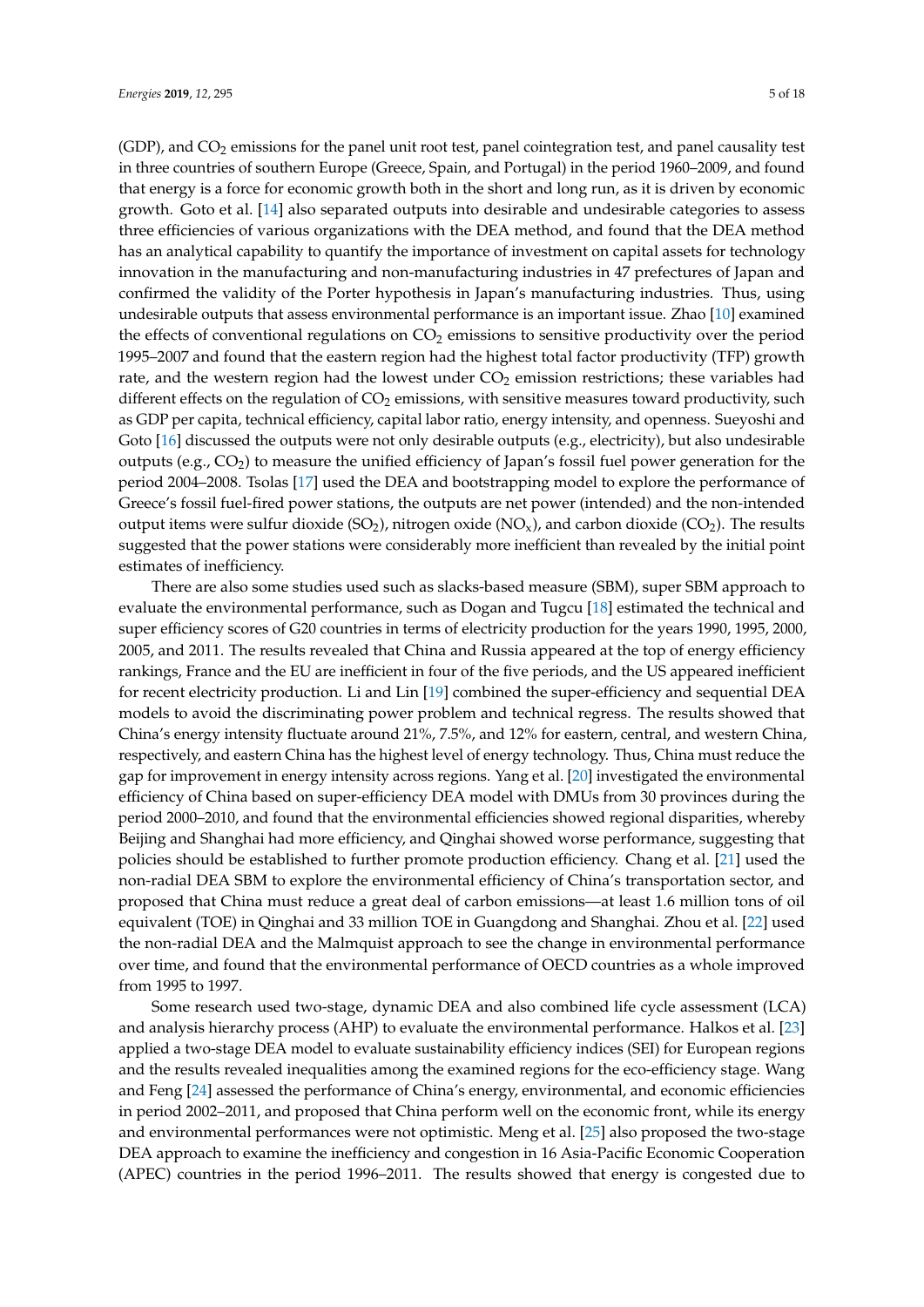(GDP), and $CO_2$ emissions for the panel unit root test, panel cointegration test, and panel causality test in three countries of southern Europe (Greece, Spain, and Portugal) in the period 1960–2009, and found that energy is a force for economic growth both in the short and long run, as it is driven by economic growth. Goto et al. [14] also separated outputs into desirable and undesirable categories to assess three efficiencies of various organizations with the DEA method, and found that the DEA method has an analytical capability to quantify the importance of investment on capital assets for technology innovation in the manufacturing and non-manufacturing industries in 47 prefectures of Japan and confirmed the validity of the Porter hypothesis in Japan's manufacturing industries. Thus, using undesirable outputs that assess environmental performance is an important issue. Zhao [10] examined the effects of conventional regulations on $CO_2$ emissions to sensitive productivity over the period 1995–2007 and found that the eastern region had the highest total factor productivity (TFP) growth rate, and the western region had the lowest under $CO_2$ emission restrictions; these variables had different effects on the regulation of $CO_2$ emissions, with sensitive measures toward productivity, such as GDP per capita, technical efficiency, capital labor ratio, energy intensity, and openness. Sueyoshi and Goto [16] discussed the outputs were not only desirable outputs (e.g., electricity), but also undesirable outputs (e.g., $CO_2$) to measure the unified efficiency of Japan's fossil fuel power generation for the period 2004–2008. Tsolas [17] used the DEA and bootstrapping model to explore the performance of Greece's fossil fuel-fired power stations, the outputs are net power (intended) and the non-intended output items were sulfur dioxide ($SO_2$), nitrogen oxide ($NO_x$), and carbon dioxide ($CO_2$). The results suggested that the power stations were considerably more inefficient than revealed by the initial point estimates of inefficiency.

There are also some studies used such as slacks-based measure (SBM), super SBM approach to evaluate the environmental performance, such as Dogan and Tugcu [18] estimated the technical and super efficiency scores of G20 countries in terms of electricity production for the years 1990, 1995, 2000, 2005, and 2011. The results revealed that China and Russia appeared at the top of energy efficiency rankings, France and the EU are inefficient in four of the five periods, and the US appeared inefficient for recent electricity production. Li and Lin [19] combined the super-efficiency and sequential DEA models to avoid the discriminating power problem and technical regress. The results showed that China's energy intensity fluctuate around 21%, 7.5%, and 12% for eastern, central, and western China, respectively, and eastern China has the highest level of energy technology. Thus, China must reduce the gap for improvement in energy intensity across regions. Yang et al. [20] investigated the environmental efficiency of China based on super-efficiency DEA model with DMUs from 30 provinces during the period 2000–2010, and found that the environmental efficiencies showed regional disparities, whereby Beijing and Shanghai had more efficiency, and Qinghai showed worse performance, suggesting that policies should be established to further promote production efficiency. Chang et al. [21] used the non-radial DEA SBM to explore the environmental efficiency of China's transportation sector, and proposed that China must reduce a great deal of carbon emissions—at least 1.6 million tons of oil equivalent (TOE) in Qinghai and 33 million TOE in Guangdong and Shanghai. Zhou et al. [22] used the non-radial DEA and the Malmquist approach to see the change in environmental performance over time, and found that the environmental performance of OECD countries as a whole improved from 1995 to 1997.

Some research used two-stage, dynamic DEA and also combined life cycle assessment (LCA) and analysis hierarchy process (AHP) to evaluate the environmental performance. Halkos et al. [23] applied a two-stage DEA model to evaluate sustainability efficiency indices (SEI) for European regions and the results revealed inequalities among the examined regions for the eco-efficiency stage. Wang and Feng [24] assessed the performance of China's energy, environmental, and economic efficiencies in period 2002–2011, and proposed that China perform well on the economic front, while its energy and environmental performances were not optimistic. Meng et al. [25] also proposed the two-stage DEA approach to examine the inefficiency and congestion in 16 Asia-Pacific Economic Cooperation (APEC) countries in the period 1996–2011. The results showed that energy is congested due to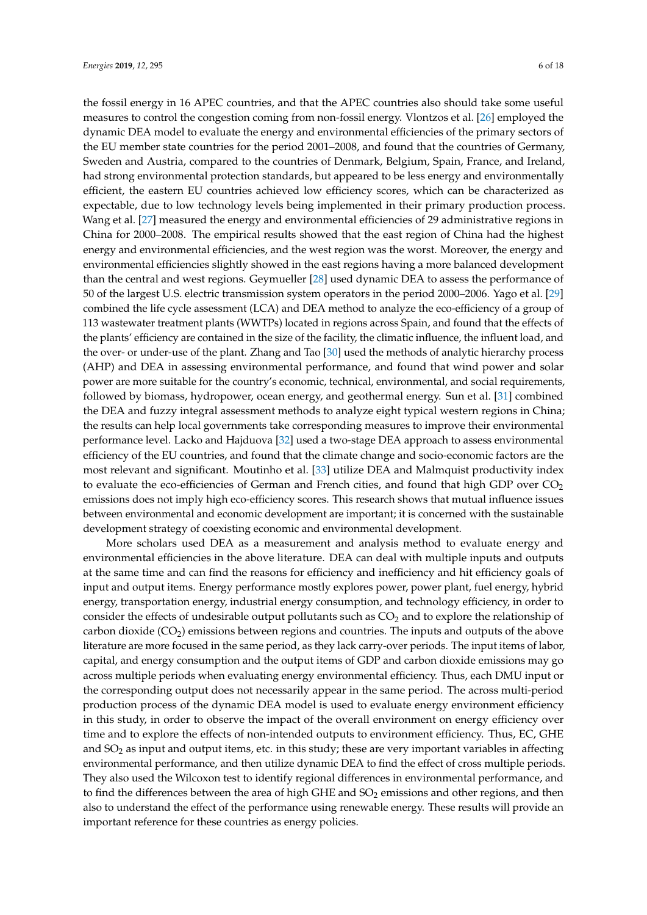the fossil energy in 16 APEC countries, and that the APEC countries also should take some useful measures to control the congestion coming from non-fossil energy. Vlontzos et al. [26] employed the dynamic DEA model to evaluate the energy and environmental efficiencies of the primary sectors of the EU member state countries for the period 2001–2008, and found that the countries of Germany, Sweden and Austria, compared to the countries of Denmark, Belgium, Spain, France, and Ireland, had strong environmental protection standards, but appeared to be less energy and environmentally efficient, the eastern EU countries achieved low efficiency scores, which can be characterized as expectable, due to low technology levels being implemented in their primary production process. Wang et al. [27] measured the energy and environmental efficiencies of 29 administrative regions in China for 2000–2008. The empirical results showed that the east region of China had the highest energy and environmental efficiencies, and the west region was the worst. Moreover, the energy and environmental efficiencies slightly showed in the east regions having a more balanced development than the central and west regions. Geymueller [28] used dynamic DEA to assess the performance of 50 of the largest U.S. electric transmission system operators in the period 2000–2006. Yago et al. [29] combined the life cycle assessment (LCA) and DEA method to analyze the eco-efficiency of a group of 113 wastewater treatment plants (WWTPs) located in regions across Spain, and found that the effects of the plants' efficiency are contained in the size of the facility, the climatic influence, the influent load, and the over- or under-use of the plant. Zhang and Tao [30] used the methods of analytic hierarchy process (AHP) and DEA in assessing environmental performance, and found that wind power and solar power are more suitable for the country's economic, technical, environmental, and social requirements, followed by biomass, hydropower, ocean energy, and geothermal energy. Sun et al. [31] combined the DEA and fuzzy integral assessment methods to analyze eight typical western regions in China; the results can help local governments take corresponding measures to improve their environmental performance level. Lacko and Hajduova [32] used a two-stage DEA approach to assess environmental efficiency of the EU countries, and found that the climate change and socio-economic factors are the most relevant and significant. Moutinho et al. [33] utilize DEA and Malmquist productivity index to evaluate the eco-efficiencies of German and French cities, and found that high GDP over $CO_2$ emissions does not imply high eco-efficiency scores. This research shows that mutual influence issues between environmental and economic development are important; it is concerned with the sustainable development strategy of coexisting economic and environmental development.

More scholars used DEA as a measurement and analysis method to evaluate energy and environmental efficiencies in the above literature. DEA can deal with multiple inputs and outputs at the same time and can find the reasons for efficiency and inefficiency and hit efficiency goals of input and output items. Energy performance mostly explores power, power plant, fuel energy, hybrid energy, transportation energy, industrial energy consumption, and technology efficiency, in order to consider the effects of undesirable output pollutants such as $CO_2$ and to explore the relationship of carbon dioxide ($CO_2$) emissions between regions and countries. The inputs and outputs of the above literature are more focused in the same period, as they lack carry-over periods. The input items of labor, capital, and energy consumption and the output items of GDP and carbon dioxide emissions may go across multiple periods when evaluating energy environmental efficiency. Thus, each DMU input or the corresponding output does not necessarily appear in the same period. The across multi-period production process of the dynamic DEA model is used to evaluate energy environment efficiency in this study, in order to observe the impact of the overall environment on energy efficiency over time and to explore the effects of non-intended outputs to environment efficiency. Thus, EC, GHE and $SO_2$ as input and output items, etc. in this study; these are very important variables in affecting environmental performance, and then utilize dynamic DEA to find the effect of cross multiple periods. They also used the Wilcoxon test to identify regional differences in environmental performance, and to find the differences between the area of high GHE and $SO_2$ emissions and other regions, and then also to understand the effect of the performance using renewable energy. These results will provide an important reference for these countries as energy policies.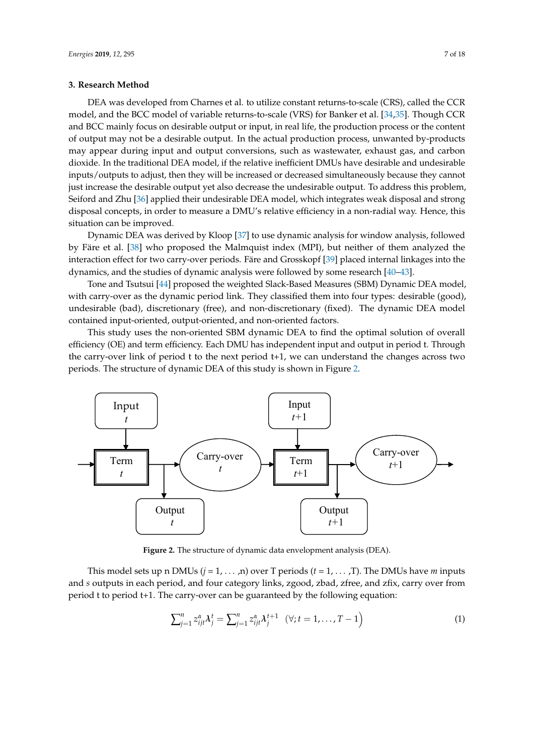## 3. Research Method

DEA was developed from Charnes et al. to utilize constant returns-to-scale (CRS), called the CCR model, and the BCC model of variable returns-to-scale (VRS) for Banker et al. [34,35]. Though CCR and BCC mainly focus on desirable output or input, in real life, the production process or the content of output may not be a desirable output. In the actual production process, unwanted by-products may appear during input and output conversions, such as wastewater, exhaust gas, and carbon dioxide. In the traditional DEA model, if the relative inefficient DMUs have desirable and undesirable inputs/outputs to adjust, then they will be increased or decreased simultaneously because they cannot just increase the desirable output yet also decrease the undesirable output. To address this problem, Seiford and Zhu [36] applied their undesirable DEA model, which integrates weak disposal and strong disposal concepts, in order to measure a DMU's relative efficiency in a non-radial way. Hence, this situation can be improved.

Dynamic DEA was derived by Kloop [37] to use dynamic analysis for window analysis, followed by Färe et al. [38] who proposed the Malmquist index (MPI), but neither of them analyzed the interaction effect for two carry-over periods. Färe and Grosskopf [39] placed internal linkages into the dynamics, and the studies of dynamic analysis were followed by some research [40–43].

Tone and Tsutsui [44] proposed the weighted Slack-Based Measures (SBM) Dynamic DEA model, with carry-over as the dynamic period link. They classified them into four types: desirable (good), undesirable (bad), discretionary (free), and non-discretionary (fixed). The dynamic DEA model contained input-oriented, output-oriented, and non-oriented factors.

This study uses the non-oriented SBM dynamic DEA to find the optimal solution of overall efficiency (OE) and term efficiency. Each DMU has independent input and output in period t. Through the carry-over link of period t to the next period t+1, we can understand the changes across two periods. The structure of dynamic DEA of this study is shown in Figure 2.

**Figure 2.** The structure of dynamic data envelopment analysis (DEA).

This model sets up n DMUs ($j = 1, \ldots, n$) over T periods ($t = 1, \ldots, T$). The DMUs have $m$ inputs and $s$ outputs in each period, and four category links, zgood, zbad, zfree, and zfix, carry over from period t to period t+1. The carry-over can be guaranteed by the following equation:

$$\sum_{j=1}^{n} z_{ijt}^{\alpha} \lambda_j^t = \sum_{j=1}^{n} z_{ijt}^{\alpha} \lambda_j^{t+1} \quad (\forall; t = 1, \ldots, T-1) \tag{1}$$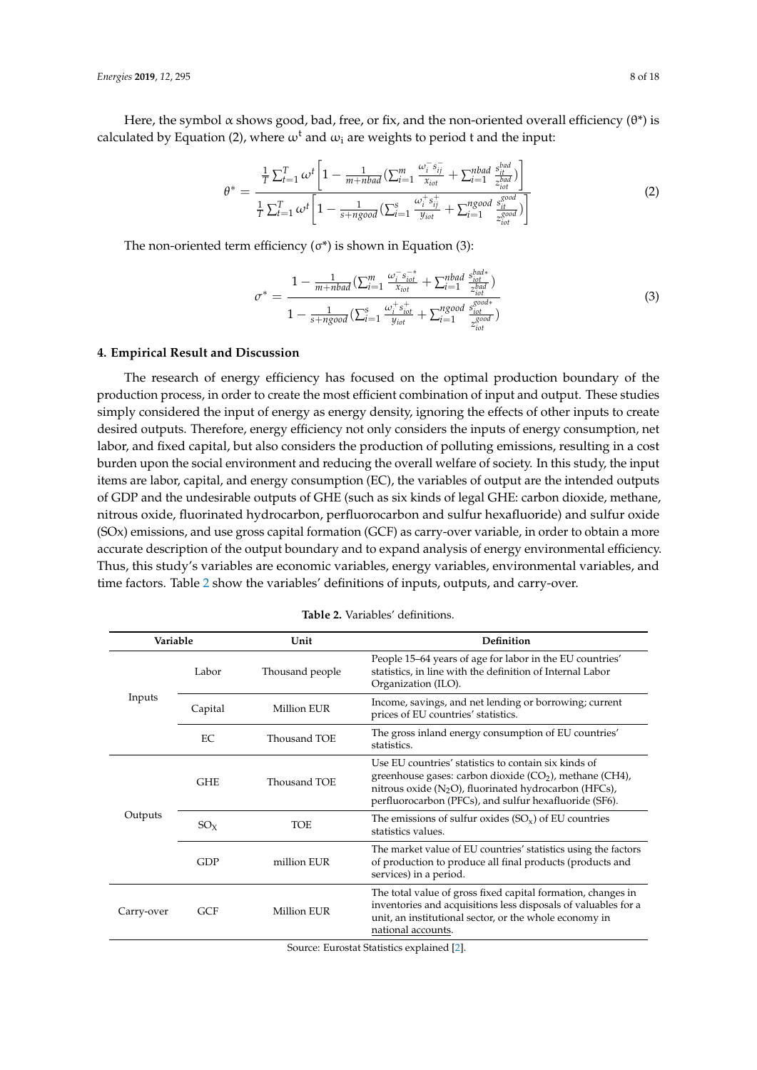Here, the symbol α shows good, bad, free, or fix, and the non-oriented overall efficiency (θ*) is calculated by Equation (2), where $\omega^t$ and $\omega_i$ are weights to period t and the input:

$$\theta^* = \frac{\frac{1}{T}\sum_{t=1}^{T}\omega^t\left[1 - \frac{1}{m+nbad}\left(\sum_{i=1}^{m}\frac{\omega_i^- s_{ij}^-}{x_{iot}} + \sum_{i=1}^{nbad}\frac{s_{it}^{bad}}{z_{iot}^{bad}}\right)\right]}{\frac{1}{T}\sum_{t=1}^{T}\omega^t\left[1 - \frac{1}{s+ngood}\left(\sum_{i=1}^{s}\frac{\omega_i^+ s_{ij}^+}{y_{iot}} + \sum_{i=1}^{ngood}\frac{s_{it}^{good}}{z_{iot}^{good}}\right)\right]} \tag{2}$$

The non-oriented term efficiency (σ*) is shown in Equation (3):

$$\sigma^* = \frac{1 - \frac{1}{m+nbad}\left(\sum_{i=1}^{m}\frac{\omega_i^- s_{iot}^{-*}}{x_{iot}} + \sum_{i=1}^{nbad}\frac{s_{iot}^{bad*}}{z_{iot}^{bad}}\right)}{1 - \frac{1}{s+ngood}\left(\sum_{i=1}^{s}\frac{\omega_i^+ s_{iot}^+}{y_{iot}} + \sum_{i=1}^{ngood}\frac{s_{iot}^{good*}}{z_{iot}^{good}}\right)} \tag{3}$$

## 4. Empirical Result and Discussion

The research of energy efficiency has focused on the optimal production boundary of the production process, in order to create the most efficient combination of input and output. These studies simply considered the input of energy as energy density, ignoring the effects of other inputs to create desired outputs. Therefore, energy efficiency not only considers the inputs of energy consumption, net labor, and fixed capital, but also considers the production of polluting emissions, resulting in a cost burden upon the social environment and reducing the overall welfare of society. In this study, the input items are labor, capital, and energy consumption (EC), the variables of output are the intended outputs of GDP and the undesirable outputs of GHE (such as six kinds of legal GHE: carbon dioxide, methane, nitrous oxide, fluorinated hydrocarbon, perfluorocarbon and sulfur hexafluoride) and sulfur oxide (SOx) emissions, and use gross capital formation (GCF) as carry-over variable, in order to obtain a more accurate description of the output boundary and to expand analysis of energy environmental efficiency. Thus, this study's variables are economic variables, energy variables, environmental variables, and time factors. Table 2 show the variables' definitions of inputs, outputs, and carry-over.

**Table 2.** Variables' definitions.

| Variable | | Unit | Definition |
|---|---|---|---|
| Inputs | Labor | Thousand people | People 15–64 years of age for labor in the EU countries' statistics, in line with the definition of Internal Labor Organization (ILO). |
| | Capital | Million EUR | Income, savings, and net lending or borrowing; current prices of EU countries' statistics. |
| | EC | Thousand TOE | The gross inland energy consumption of EU countries' statistics. |
| Outputs | GHE | Thousand TOE | Use EU countries' statistics to contain six kinds of greenhouse gases: carbon dioxide ($CO_2$), methane (CH4), nitrous oxide ($N_2O$), fluorinated hydrocarbon (HFCs), perfluorocarbon (PFCs), and sulfur hexafluoride (SF6). |
| | $SO_X$ | TOE | The emissions of sulfur oxides ($SO_x$) of EU countries statistics values. |
| | GDP | million EUR | The market value of EU countries' statistics using the factors of production to produce all final products (products and services) in a period. |
| Carry-over | GCF | Million EUR | The total value of gross fixed capital formation, changes in inventories and acquisitions less disposals of valuables for a unit, an institutional sector, or the whole economy in national accounts. |

Source: Eurostat Statistics explained [2].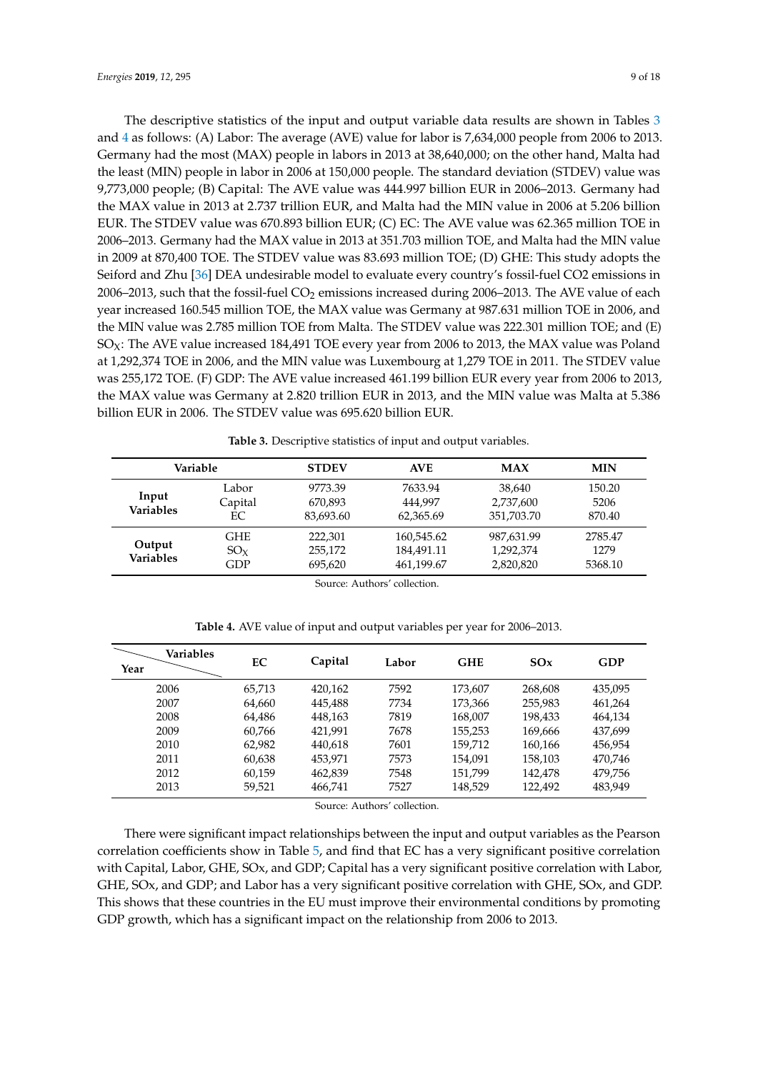The descriptive statistics of the input and output variable data results are shown in Tables 3 and 4 as follows: (A) Labor: The average (AVE) value for labor is 7,634,000 people from 2006 to 2013. Germany had the most (MAX) people in labors in 2013 at 38,640,000; on the other hand, Malta had the least (MIN) people in labor in 2006 at 150,000 people. The standard deviation (STDEV) value was 9,773,000 people; (B) Capital: The AVE value was 444.997 billion EUR in 2006–2013. Germany had the MAX value in 2013 at 2.737 trillion EUR, and Malta had the MIN value in 2006 at 5.206 billion EUR. The STDEV value was 670.893 billion EUR; (C) EC: The AVE value was 62.365 million TOE in 2006–2013. Germany had the MAX value in 2013 at 351.703 million TOE, and Malta had the MIN value in 2009 at 870,400 TOE. The STDEV value was 83.693 million TOE; (D) GHE: This study adopts the Seiford and Zhu [36] DEA undesirable model to evaluate every country's fossil-fuel CO2 emissions in 2006–2013, such that the fossil-fuel $CO_2$ emissions increased during 2006–2013. The AVE value of each year increased 160.545 million TOE, the MAX value was Germany at 987.631 million TOE in 2006, and the MIN value was 2.785 million TOE from Malta. The STDEV value was 222.301 million TOE; and (E) $SO_X$: The AVE value increased 184,491 TOE every year from 2006 to 2013, the MAX value was Poland at 1,292,374 TOE in 2006, and the MIN value was Luxembourg at 1,279 TOE in 2011. The STDEV value was 255,172 TOE. (F) GDP: The AVE value increased 461.199 billion EUR every year from 2006 to 2013, the MAX value was Germany at 2.820 trillion EUR in 2013, and the MIN value was Malta at 5.386 billion EUR in 2006. The STDEV value was 695.620 billion EUR.

**Table 3.** Descriptive statistics of input and output variables.

| Variable | | STDEV | AVE | MAX | MIN |
|---|---|---|---|---|---|
| **Input Variables** | Labor | 9773.39 | 7633.94 | 38,640 | 150.20 |
| | Capital | 670,893 | 444,997 | 2,737,600 | 5206 |
| | EC | 83,693.60 | 62,365.69 | 351,703.70 | 870.40 |
| **Output Variables** | GHE | 222,301 | 160,545.62 | 987,631.99 | 2785.47 |
| | $SO_X$ | 255,172 | 184,491.11 | 1,292,374 | 1279 |
| | GDP | 695,620 | 461,199.67 | 2,820,820 | 5368.10 |

Source: Authors' collection.

**Table 4.** AVE value of input and output variables per year for 2006–2013.

| Year \ Variables | EC | Capital | Labor | GHE | SOx | GDP |
|---|---|---|---|---|---|---|
| 2006 | 65,713 | 420,162 | 7592 | 173,607 | 268,608 | 435,095 |
| 2007 | 64,660 | 445,488 | 7734 | 173,366 | 255,983 | 461,264 |
| 2008 | 64,486 | 448,163 | 7819 | 168,007 | 198,433 | 464,134 |
| 2009 | 60,766 | 421,991 | 7678 | 155,253 | 169,666 | 437,699 |
| 2010 | 62,982 | 440,618 | 7601 | 159,712 | 160,166 | 456,954 |
| 2011 | 60,638 | 453,971 | 7573 | 154,091 | 158,103 | 470,746 |
| 2012 | 60,159 | 462,839 | 7548 | 151,799 | 142,478 | 479,756 |
| 2013 | 59,521 | 466,741 | 7527 | 148,529 | 122,492 | 483,949 |

Source: Authors' collection.

There were significant impact relationships between the input and output variables as the Pearson correlation coefficients show in Table 5, and find that EC has a very significant positive correlation with Capital, Labor, GHE, SOx, and GDP; Capital has a very significant positive correlation with Labor, GHE, SOx, and GDP; and Labor has a very significant positive correlation with GHE, SOx, and GDP. This shows that these countries in the EU must improve their environmental conditions by promoting GDP growth, which has a significant impact on the relationship from 2006 to 2013.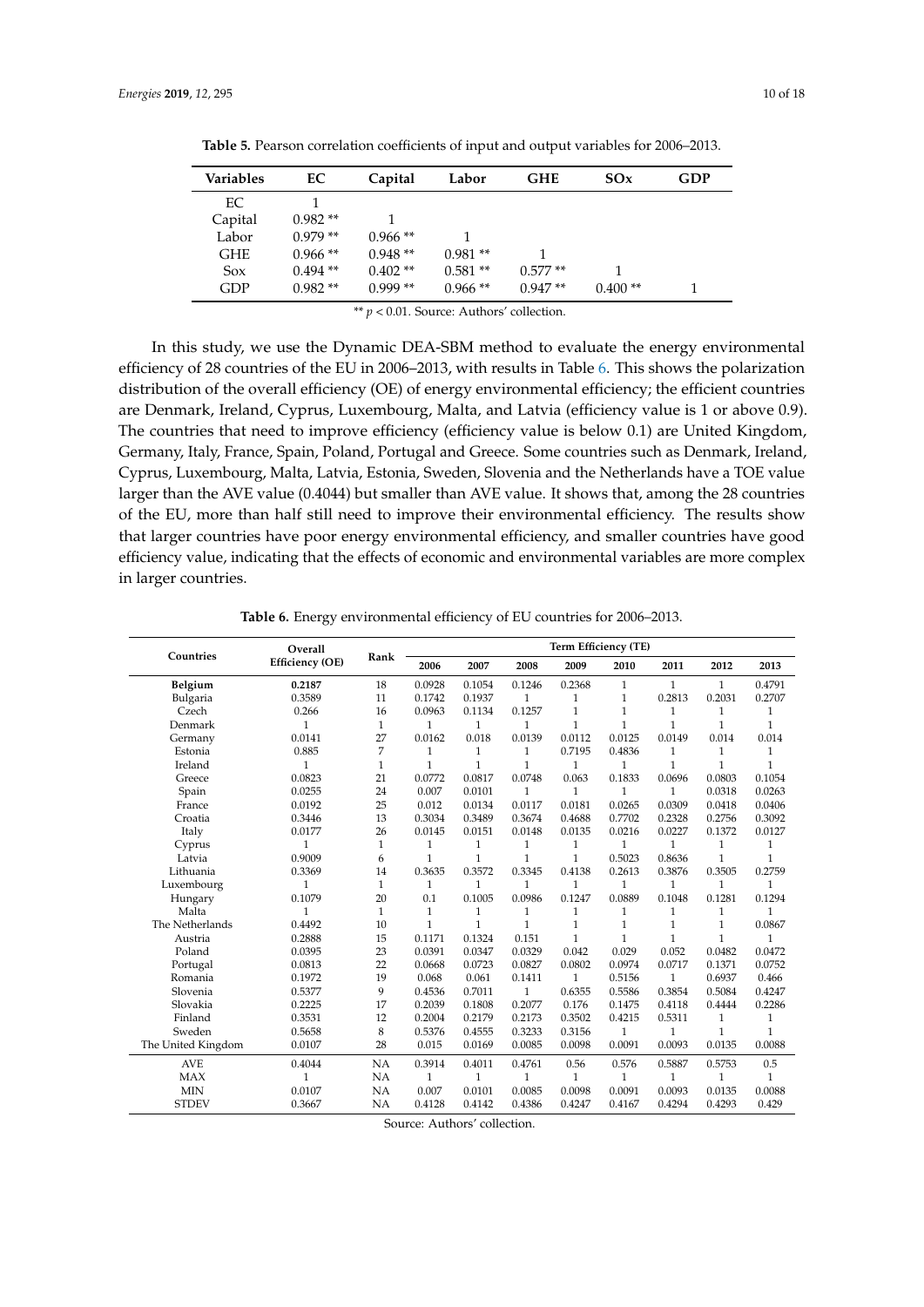**Table 5.** Pearson correlation coefficients of input and output variables for 2006–2013.

| Variables | EC | Capital | Labor | GHE | SOx | GDP |
|---|---|---|---|---|---|---|
| EC | 1 | | | | | |
| Capital | 0.982 ** | 1 | | | | |
| Labor | 0.979 ** | 0.966 ** | 1 | | | |
| GHE | 0.966 ** | 0.948 ** | 0.981 ** | 1 | | |
| Sox | 0.494 ** | 0.402 ** | 0.581 ** | 0.577 ** | 1 | |
| GDP | 0.982 ** | 0.999 ** | 0.966 ** | 0.947 ** | 0.400 ** | 1 |

** $p < 0.01$. Source: Authors' collection.

In this study, we use the Dynamic DEA-SBM method to evaluate the energy environmental efficiency of 28 countries of the EU in 2006–2013, with results in Table 6. This shows the polarization distribution of the overall efficiency (OE) of energy environmental efficiency; the efficient countries are Denmark, Ireland, Cyprus, Luxembourg, Malta, and Latvia (efficiency value is 1 or above 0.9). The countries that need to improve efficiency (efficiency value is below 0.1) are United Kingdom, Germany, Italy, France, Spain, Poland, Portugal and Greece. Some countries such as Denmark, Ireland, Cyprus, Luxembourg, Malta, Latvia, Estonia, Sweden, Slovenia and the Netherlands have a TOE value larger than the AVE value (0.4044) but smaller than AVE value. It shows that, among the 28 countries of the EU, more than half still need to improve their environmental efficiency. The results show that larger countries have poor energy environmental efficiency, and smaller countries have good efficiency value, indicating that the effects of economic and environmental variables are more complex in larger countries.

**Table 6.** Energy environmental efficiency of EU countries for 2006–2013.

| Countries | Overall Efficiency (OE) | Rank | Term Efficiency (TE) | | | | | | | |
|---|---|---|---|---|---|---|---|---|---|---|
| | | | 2006 | 2007 | 2008 | 2009 | 2010 | 2011 | 2012 | 2013 |
| **Belgium** | **0.2187** | 18 | 0.0928 | 0.1054 | 0.1246 | 0.2368 | 1 | 1 | 1 | 0.4791 |
| Bulgaria | 0.3589 | 11 | 0.1742 | 0.1937 | 1 | 1 | 1 | 0.2813 | 0.2031 | 0.2707 |
| Czech | 0.266 | 16 | 0.0963 | 0.1134 | 0.1257 | 1 | 1 | 1 | 1 | 1 |
| Denmark | 1 | 1 | 1 | 1 | 1 | 1 | 1 | 1 | 1 | 1 |
| Germany | 0.0141 | 27 | 0.0162 | 0.018 | 0.0139 | 0.0112 | 0.0125 | 0.0149 | 0.014 | 0.014 |
| Estonia | 0.885 | 7 | 1 | 1 | 1 | 0.7195 | 0.4836 | 1 | 1 | 1 |
| Ireland | 1 | 1 | 1 | 1 | 1 | 1 | 1 | 1 | 1 | 1 |
| Greece | 0.0823 | 21 | 0.0772 | 0.0817 | 0.0748 | 0.063 | 0.1833 | 0.0696 | 0.0803 | 0.1054 |
| Spain | 0.0255 | 24 | 0.007 | 0.0101 | 1 | 1 | 1 | 1 | 0.0318 | 0.0263 |
| France | 0.0192 | 25 | 0.012 | 0.0134 | 0.0117 | 0.0181 | 0.0265 | 0.0309 | 0.0418 | 0.0406 |
| Croatia | 0.3446 | 13 | 0.3034 | 0.3489 | 0.3674 | 0.4688 | 0.7702 | 0.2328 | 0.2756 | 0.3092 |
| Italy | 0.0177 | 26 | 0.0145 | 0.0151 | 0.0148 | 0.0135 | 0.0216 | 0.0227 | 0.1372 | 0.0127 |
| Cyprus | 1 | 1 | 1 | 1 | 1 | 1 | 1 | 1 | 1 | 1 |
| Latvia | 0.9009 | 6 | 1 | 1 | 1 | 1 | 0.5023 | 0.8636 | 1 | 1 |
| Lithuania | 0.3369 | 14 | 0.3635 | 0.3572 | 0.3345 | 0.4138 | 0.2613 | 0.3876 | 0.3505 | 0.2759 |
| Luxembourg | 1 | 1 | 1 | 1 | 1 | 1 | 1 | 1 | 1 | 1 |
| Hungary | 0.1079 | 20 | 0.1 | 0.1005 | 0.0986 | 0.1247 | 0.0889 | 0.1048 | 0.1281 | 0.1294 |
| Malta | 1 | 1 | 1 | 1 | 1 | 1 | 1 | 1 | 1 | 1 |
| The Netherlands | 0.4492 | 10 | 1 | 1 | 1 | 1 | 1 | 1 | 1 | 0.0867 |
| Austria | 0.2888 | 15 | 0.1171 | 0.1324 | 0.151 | 1 | 1 | 1 | 1 | 1 |
| Poland | 0.0395 | 23 | 0.0391 | 0.0347 | 0.0329 | 0.042 | 0.029 | 0.052 | 0.0482 | 0.0472 |
| Portugal | 0.0813 | 22 | 0.0668 | 0.0723 | 0.0827 | 0.0802 | 0.0974 | 0.0717 | 0.1371 | 0.0752 |
| Romania | 0.1972 | 19 | 0.068 | 0.061 | 0.1411 | 1 | 0.5156 | 1 | 0.6937 | 0.466 |
| Slovenia | 0.5377 | 9 | 0.4536 | 0.7011 | 1 | 0.6355 | 0.5586 | 0.3854 | 0.5084 | 0.4247 |
| Slovakia | 0.2225 | 17 | 0.2039 | 0.1808 | 0.2077 | 0.176 | 0.1475 | 0.4118 | 0.4444 | 0.2286 |
| Finland | 0.3531 | 12 | 0.2004 | 0.2179 | 0.2173 | 0.3502 | 0.4215 | 0.5311 | 1 | 1 |
| Sweden | 0.5658 | 8 | 0.5376 | 0.4555 | 0.3233 | 0.3156 | 1 | 1 | 1 | 1 |
| The United Kingdom | 0.0107 | 28 | 0.015 | 0.0169 | 0.0085 | 0.0098 | 0.0091 | 0.0093 | 0.0135 | 0.0088 |
| AVE | 0.4044 | NA | 0.3914 | 0.4011 | 0.4761 | 0.56 | 0.576 | 0.5887 | 0.5753 | 0.5 |
| MAX | 1 | NA | 1 | 1 | 1 | 1 | 1 | 1 | 1 | 1 |
| MIN | 0.0107 | NA | 0.007 | 0.0101 | 0.0085 | 0.0098 | 0.0091 | 0.0093 | 0.0135 | 0.0088 |
| STDEV | 0.3667 | NA | 0.4128 | 0.4142 | 0.4386 | 0.4247 | 0.4167 | 0.4294 | 0.4293 | 0.429 |

Source: Authors' collection.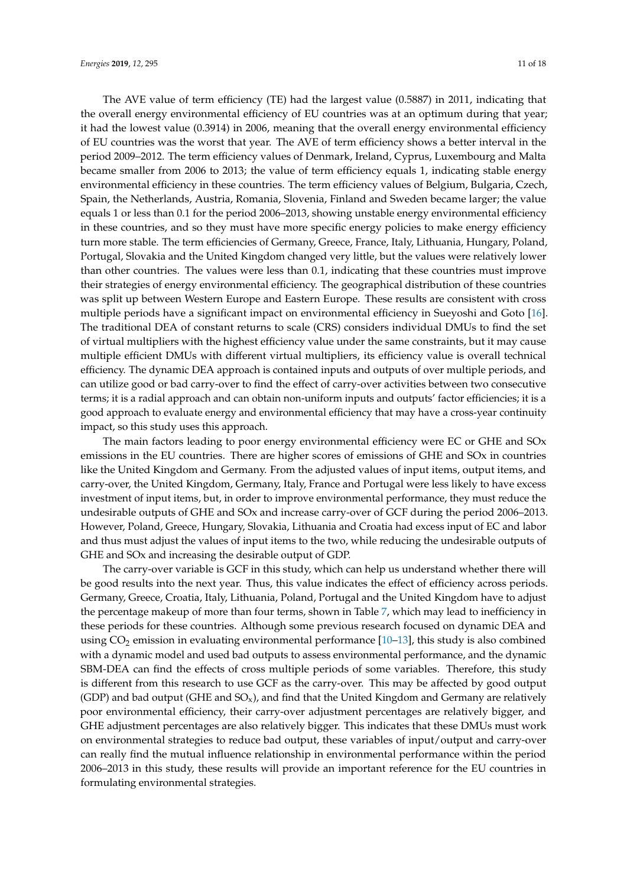The AVE value of term efficiency (TE) had the largest value (0.5887) in 2011, indicating that the overall energy environmental efficiency of EU countries was at an optimum during that year; it had the lowest value (0.3914) in 2006, meaning that the overall energy environmental efficiency of EU countries was the worst that year. The AVE of term efficiency shows a better interval in the period 2009–2012. The term efficiency values of Denmark, Ireland, Cyprus, Luxembourg and Malta became smaller from 2006 to 2013; the value of term efficiency equals 1, indicating stable energy environmental efficiency in these countries. The term efficiency values of Belgium, Bulgaria, Czech, Spain, the Netherlands, Austria, Romania, Slovenia, Finland and Sweden became larger; the value equals 1 or less than 0.1 for the period 2006–2013, showing unstable energy environmental efficiency in these countries, and so they must have more specific energy policies to make energy efficiency turn more stable. The term efficiencies of Germany, Greece, France, Italy, Lithuania, Hungary, Poland, Portugal, Slovakia and the United Kingdom changed very little, but the values were relatively lower than other countries. The values were less than 0.1, indicating that these countries must improve their strategies of energy environmental efficiency. The geographical distribution of these countries was split up between Western Europe and Eastern Europe. These results are consistent with cross multiple periods have a significant impact on environmental efficiency in Sueyoshi and Goto [16]. The traditional DEA of constant returns to scale (CRS) considers individual DMUs to find the set of virtual multipliers with the highest efficiency value under the same constraints, but it may cause multiple efficient DMUs with different virtual multipliers, its efficiency value is overall technical efficiency. The dynamic DEA approach is contained inputs and outputs of over multiple periods, and can utilize good or bad carry-over to find the effect of carry-over activities between two consecutive terms; it is a radial approach and can obtain non-uniform inputs and outputs' factor efficiencies; it is a good approach to evaluate energy and environmental efficiency that may have a cross-year continuity impact, so this study uses this approach.

The main factors leading to poor energy environmental efficiency were EC or GHE and SOx emissions in the EU countries. There are higher scores of emissions of GHE and SOx in countries like the United Kingdom and Germany. From the adjusted values of input items, output items, and carry-over, the United Kingdom, Germany, Italy, France and Portugal were less likely to have excess investment of input items, but, in order to improve environmental performance, they must reduce the undesirable outputs of GHE and SOx and increase carry-over of GCF during the period 2006–2013. However, Poland, Greece, Hungary, Slovakia, Lithuania and Croatia had excess input of EC and labor and thus must adjust the values of input items to the two, while reducing the undesirable outputs of GHE and SOx and increasing the desirable output of GDP.

The carry-over variable is GCF in this study, which can help us understand whether there will be good results into the next year. Thus, this value indicates the effect of efficiency across periods. Germany, Greece, Croatia, Italy, Lithuania, Poland, Portugal and the United Kingdom have to adjust the percentage makeup of more than four terms, shown in Table 7, which may lead to inefficiency in these periods for these countries. Although some previous research focused on dynamic DEA and using $CO_2$ emission in evaluating environmental performance [10–13], this study is also combined with a dynamic model and used bad outputs to assess environmental performance, and the dynamic SBM-DEA can find the effects of cross multiple periods of some variables. Therefore, this study is different from this research to use GCF as the carry-over. This may be affected by good output (GDP) and bad output (GHE and $SO_x$), and find that the United Kingdom and Germany are relatively poor environmental efficiency, their carry-over adjustment percentages are relatively bigger, and GHE adjustment percentages are also relatively bigger. This indicates that these DMUs must work on environmental strategies to reduce bad output, these variables of input/output and carry-over can really find the mutual influence relationship in environmental performance within the period 2006–2013 in this study, these results will provide an important reference for the EU countries in formulating environmental strategies.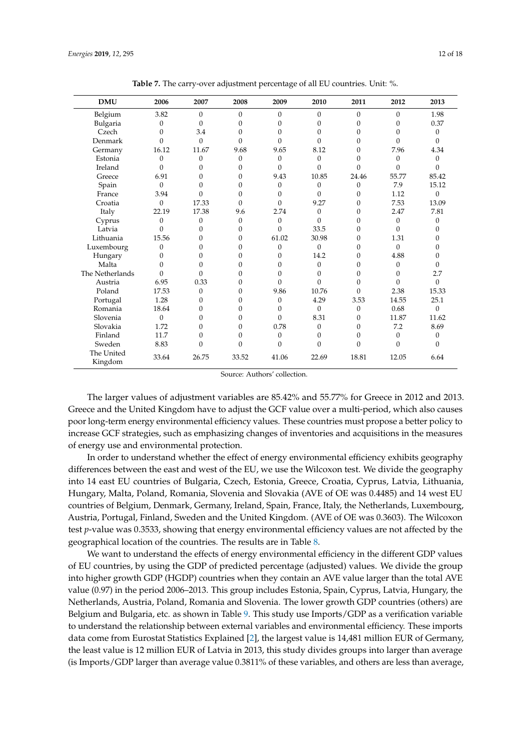**Table 7.** The carry-over adjustment percentage of all EU countries. Unit: %.

| DMU | 2006 | 2007 | 2008 | 2009 | 2010 | 2011 | 2012 | 2013 |
|---|---|---|---|---|---|---|---|---|
| Belgium | 3.82 | 0 | 0 | 0 | 0 | 0 | 0 | 1.98 |
| Bulgaria | 0 | 0 | 0 | 0 | 0 | 0 | 0 | 0.37 |
| Czech | 0 | 3.4 | 0 | 0 | 0 | 0 | 0 | 0 |
| Denmark | 0 | 0 | 0 | 0 | 0 | 0 | 0 | 0 |
| Germany | 16.12 | 11.67 | 9.68 | 9.65 | 8.12 | 0 | 7.96 | 4.34 |
| Estonia | 0 | 0 | 0 | 0 | 0 | 0 | 0 | 0 |
| Ireland | 0 | 0 | 0 | 0 | 0 | 0 | 0 | 0 |
| Greece | 6.91 | 0 | 0 | 9.43 | 10.85 | 24.46 | 55.77 | 85.42 |
| Spain | 0 | 0 | 0 | 0 | 0 | 0 | 7.9 | 15.12 |
| France | 3.94 | 0 | 0 | 0 | 0 | 0 | 1.12 | 0 |
| Croatia | 0 | 17.33 | 0 | 0 | 9.27 | 0 | 7.53 | 13.09 |
| Italy | 22.19 | 17.38 | 9.6 | 2.74 | 0 | 0 | 2.47 | 7.81 |
| Cyprus | 0 | 0 | 0 | 0 | 0 | 0 | 0 | 0 |
| Latvia | 0 | 0 | 0 | 0 | 33.5 | 0 | 0 | 0 |
| Lithuania | 15.56 | 0 | 0 | 61.02 | 30.98 | 0 | 1.31 | 0 |
| Luxembourg | 0 | 0 | 0 | 0 | 0 | 0 | 0 | 0 |
| Hungary | 0 | 0 | 0 | 0 | 14.2 | 0 | 4.88 | 0 |
| Malta | 0 | 0 | 0 | 0 | 0 | 0 | 0 | 0 |
| The Netherlands | 0 | 0 | 0 | 0 | 0 | 0 | 0 | 2.7 |
| Austria | 6.95 | 0.33 | 0 | 0 | 0 | 0 | 0 | 0 |
| Poland | 17.53 | 0 | 0 | 9.86 | 10.76 | 0 | 2.38 | 15.33 |
| Portugal | 1.28 | 0 | 0 | 0 | 4.29 | 3.53 | 14.55 | 25.1 |
| Romania | 18.64 | 0 | 0 | 0 | 0 | 0 | 0.68 | 0 |
| Slovenia | 0 | 0 | 0 | 0 | 8.31 | 0 | 11.87 | 11.62 |
| Slovakia | 1.72 | 0 | 0 | 0.78 | 0 | 0 | 7.2 | 8.69 |
| Finland | 11.7 | 0 | 0 | 0 | 0 | 0 | 0 | 0 |
| Sweden | 8.83 | 0 | 0 | 0 | 0 | 0 | 0 | 0 |
| The United Kingdom | 33.64 | 26.75 | 33.52 | 41.06 | 22.69 | 18.81 | 12.05 | 6.64 |

Source: Authors' collection.

The larger values of adjustment variables are 85.42% and 55.77% for Greece in 2012 and 2013. Greece and the United Kingdom have to adjust the GCF value over a multi-period, which also causes poor long-term energy environmental efficiency values. These countries must propose a better policy to increase GCF strategies, such as emphasizing changes of inventories and acquisitions in the measures of energy use and environmental protection.

In order to understand whether the effect of energy environmental efficiency exhibits geography differences between the east and west of the EU, we use the Wilcoxon test. We divide the geography into 14 east EU countries of Bulgaria, Czech, Estonia, Greece, Croatia, Cyprus, Latvia, Lithuania, Hungary, Malta, Poland, Romania, Slovenia and Slovakia (AVE of OE was 0.4485) and 14 west EU countries of Belgium, Denmark, Germany, Ireland, Spain, France, Italy, the Netherlands, Luxembourg, Austria, Portugal, Finland, Sweden and the United Kingdom. (AVE of OE was 0.3603). The Wilcoxon test *p*-value was 0.3533, showing that energy environmental efficiency values are not affected by the geographical location of the countries. The results are in Table 8.

We want to understand the effects of energy environmental efficiency in the different GDP values of EU countries, by using the GDP of predicted percentage (adjusted) values. We divide the group into higher growth GDP (HGDP) countries when they contain an AVE value larger than the total AVE value (0.97) in the period 2006–2013. This group includes Estonia, Spain, Cyprus, Latvia, Hungary, the Netherlands, Austria, Poland, Romania and Slovenia. The lower growth GDP countries (others) are Belgium and Bulgaria, etc. as shown in Table 9. This study use Imports/GDP as a verification variable to understand the relationship between external variables and environmental efficiency. These imports data come from Eurostat Statistics Explained [2], the largest value is 14,481 million EUR of Germany, the least value is 12 million EUR of Latvia in 2013, this study divides groups into larger than average (is Imports/GDP larger than average value 0.3811% of these variables, and others are less than average,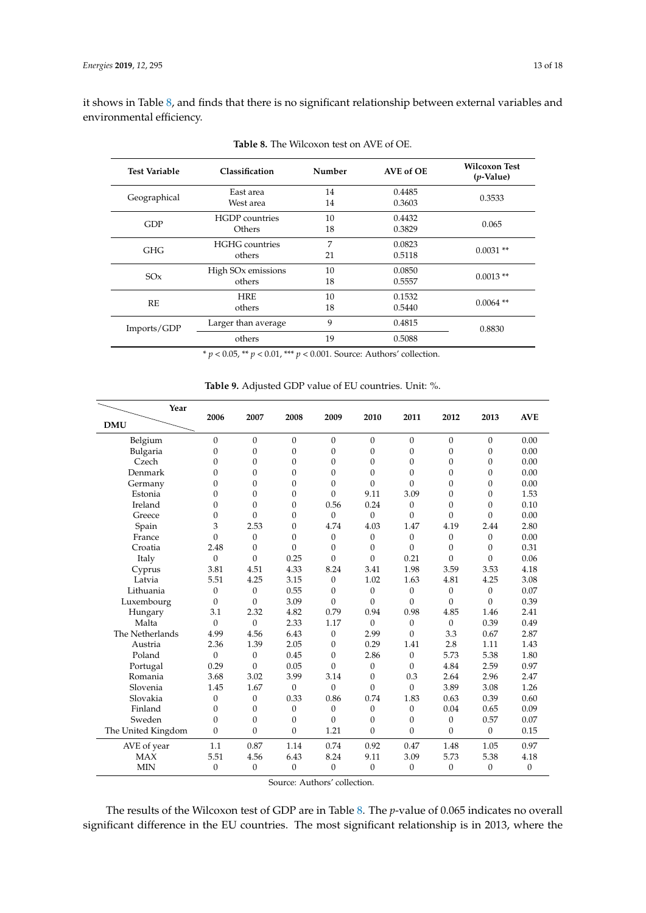it shows in Table 8, and finds that there is no significant relationship between external variables and environmental efficiency.

**Table 8.** The Wilcoxon test on AVE of OE.

| Test Variable | Classification | Number | AVE of OE | Wilcoxon Test ($p$-Value) |
|---|---|---|---|---|
| Geographical | East area | 14 | 0.4485 | 0.3533 |
| | West area | 14 | 0.3603 | |
| GDP | HGDP countries | 10 | 0.4432 | 0.065 |
| | Others | 18 | 0.3829 | |
| GHG | HGHG countries | 7 | 0.0823 | 0.0031 ** |
| | others | 21 | 0.5118 | |
| SOx | High SOx emissions | 10 | 0.0850 | 0.0013 ** |
| | others | 18 | 0.5557 | |
| RE | HRE | 10 | 0.1532 | 0.0064 ** |
| | others | 18 | 0.5440 | |
| Imports/GDP | Larger than average | 9 | 0.4815 | 0.8830 |
| | others | 19 | 0.5088 | |

* $p < 0.05$, ** $p < 0.01$, *** $p < 0.001$. Source: Authors' collection.

**Table 9.** Adjusted GDP value of EU countries. Unit: %.

| DMU \ Year | 2006 | 2007 | 2008 | 2009 | 2010 | 2011 | 2012 | 2013 | AVE |
|---|---|---|---|---|---|---|---|---|---|
| Belgium | 0 | 0 | 0 | 0 | 0 | 0 | 0 | 0 | 0.00 |
| Bulgaria | 0 | 0 | 0 | 0 | 0 | 0 | 0 | 0 | 0.00 |
| Czech | 0 | 0 | 0 | 0 | 0 | 0 | 0 | 0 | 0.00 |
| Denmark | 0 | 0 | 0 | 0 | 0 | 0 | 0 | 0 | 0.00 |
| Germany | 0 | 0 | 0 | 0 | 0 | 0 | 0 | 0 | 0.00 |
| Estonia | 0 | 0 | 0 | 0 | 9.11 | 3.09 | 0 | 0 | 1.53 |
| Ireland | 0 | 0 | 0 | 0.56 | 0.24 | 0 | 0 | 0 | 0.10 |
| Greece | 0 | 0 | 0 | 0 | 0 | 0 | 0 | 0 | 0.00 |
| Spain | 3 | 2.53 | 0 | 4.74 | 4.03 | 1.47 | 4.19 | 2.44 | 2.80 |
| France | 0 | 0 | 0 | 0 | 0 | 0 | 0 | 0 | 0.00 |
| Croatia | 2.48 | 0 | 0 | 0 | 0 | 0 | 0 | 0 | 0.31 |
| Italy | 0 | 0 | 0.25 | 0 | 0 | 0.21 | 0 | 0 | 0.06 |
| Cyprus | 3.81 | 4.51 | 4.33 | 8.24 | 3.41 | 1.98 | 3.59 | 3.53 | 4.18 |
| Latvia | 5.51 | 4.25 | 3.15 | 0 | 1.02 | 1.63 | 4.81 | 4.25 | 3.08 |
| Lithuania | 0 | 0 | 0.55 | 0 | 0 | 0 | 0 | 0 | 0.07 |
| Luxembourg | 0 | 0 | 3.09 | 0 | 0 | 0 | 0 | 0 | 0.39 |
| Hungary | 3.1 | 2.32 | 4.82 | 0.79 | 0.94 | 0.98 | 4.85 | 1.46 | 2.41 |
| Malta | 0 | 0 | 2.33 | 1.17 | 0 | 0 | 0 | 0.39 | 0.49 |
| The Netherlands | 4.99 | 4.56 | 6.43 | 0 | 2.99 | 0 | 3.3 | 0.67 | 2.87 |
| Austria | 2.36 | 1.39 | 2.05 | 0 | 0.29 | 1.41 | 2.8 | 1.11 | 1.43 |
| Poland | 0 | 0 | 0.45 | 0 | 2.86 | 0 | 5.73 | 5.38 | 1.80 |
| Portugal | 0.29 | 0 | 0.05 | 0 | 0 | 0 | 4.84 | 2.59 | 0.97 |
| Romania | 3.68 | 3.02 | 3.99 | 3.14 | 0 | 0.3 | 2.64 | 2.96 | 2.47 |
| Slovenia | 1.45 | 1.67 | 0 | 0 | 0 | 0 | 3.89 | 3.08 | 1.26 |
| Slovakia | 0 | 0 | 0.33 | 0.86 | 0.74 | 1.83 | 0.63 | 0.39 | 0.60 |
| Finland | 0 | 0 | 0 | 0 | 0 | 0 | 0.04 | 0.65 | 0.09 |
| Sweden | 0 | 0 | 0 | 0 | 0 | 0 | 0 | 0.57 | 0.07 |
| The United Kingdom | 0 | 0 | 0 | 1.21 | 0 | 0 | 0 | 0 | 0.15 |
| AVE of year | 1.1 | 0.87 | 1.14 | 0.74 | 0.92 | 0.47 | 1.48 | 1.05 | 0.97 |
| MAX | 5.51 | 4.56 | 6.43 | 8.24 | 9.11 | 3.09 | 5.73 | 5.38 | 4.18 |
| MIN | 0 | 0 | 0 | 0 | 0 | 0 | 0 | 0 | 0 |

Source: Authors' collection.

The results of the Wilcoxon test of GDP are in Table 8. The $p$-value of 0.065 indicates no overall significant difference in the EU countries. The most significant relationship is in 2013, where the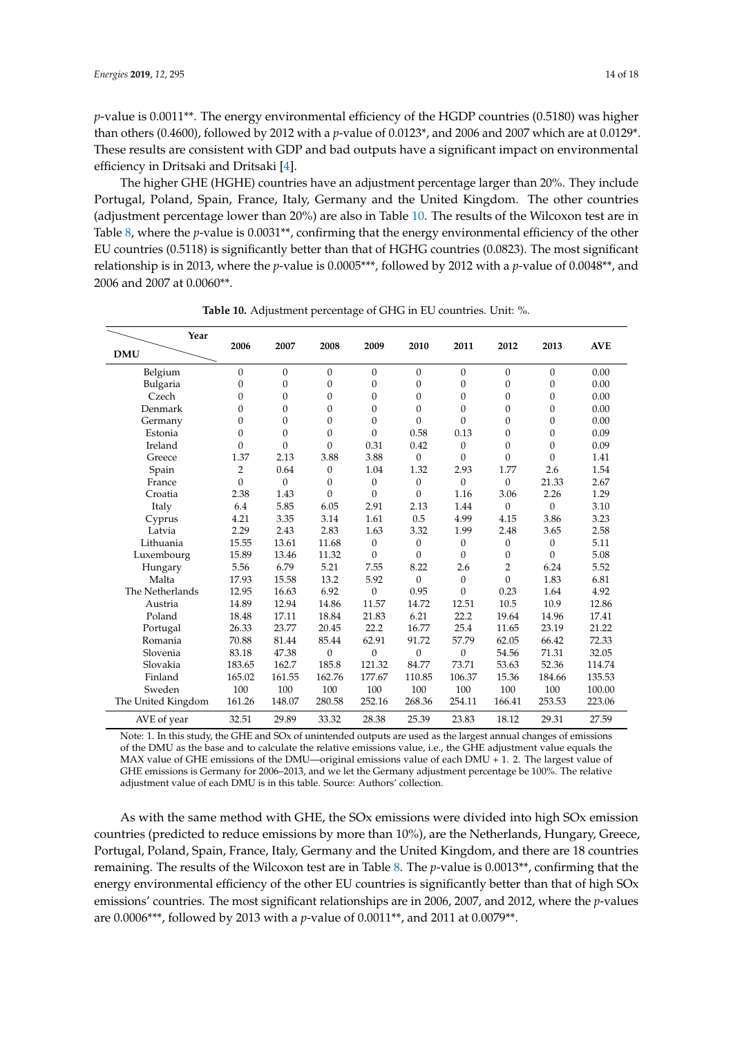*p*-value is 0.0011**. The energy environmental efficiency of the HGDP countries (0.5180) was higher than others (0.4600), followed by 2012 with a *p*-value of 0.0123*, and 2006 and 2007 which are at 0.0129*. These results are consistent with GDP and bad outputs have a significant impact on environmental efficiency in Dritsaki and Dritsaki [4].

The higher GHE (HGHE) countries have an adjustment percentage larger than 20%. They include Portugal, Poland, Spain, France, Italy, Germany and the United Kingdom. The other countries (adjustment percentage lower than 20%) are also in Table 10. The results of the Wilcoxon test are in Table 8, where the *p*-value is 0.0031**, confirming that the energy environmental efficiency of the other EU countries (0.5118) is significantly better than that of HGHG countries (0.0823). The most significant relationship is in 2013, where the *p*-value is 0.0005***, followed by 2012 with a *p*-value of 0.0048**, and 2006 and 2007 at 0.0060**.

**Table 10.** Adjustment percentage of GHG in EU countries. Unit: %.

| DMU \ Year | 2006 | 2007 | 2008 | 2009 | 2010 | 2011 | 2012 | 2013 | AVE |
|---|---|---|---|---|---|---|---|---|---|
| Belgium | 0 | 0 | 0 | 0 | 0 | 0 | 0 | 0 | 0.00 |
| Bulgaria | 0 | 0 | 0 | 0 | 0 | 0 | 0 | 0 | 0.00 |
| Czech | 0 | 0 | 0 | 0 | 0 | 0 | 0 | 0 | 0.00 |
| Denmark | 0 | 0 | 0 | 0 | 0 | 0 | 0 | 0 | 0.00 |
| Germany | 0 | 0 | 0 | 0 | 0 | 0 | 0 | 0 | 0.00 |
| Estonia | 0 | 0 | 0 | 0 | 0.58 | 0.13 | 0 | 0 | 0.09 |
| Ireland | 0 | 0 | 0 | 0.31 | 0.42 | 0 | 0 | 0 | 0.09 |
| Greece | 1.37 | 2.13 | 3.88 | 3.88 | 0 | 0 | 0 | 0 | 1.41 |
| Spain | 2 | 0.64 | 0 | 1.04 | 1.32 | 2.93 | 1.77 | 2.6 | 1.54 |
| France | 0 | 0 | 0 | 0 | 0 | 0 | 0 | 21.33 | 2.67 |
| Croatia | 2.38 | 1.43 | 0 | 0 | 0 | 1.16 | 3.06 | 2.26 | 1.29 |
| Italy | 6.4 | 5.85 | 6.05 | 2.91 | 2.13 | 1.44 | 0 | 0 | 3.10 |
| Cyprus | 4.21 | 3.35 | 3.14 | 1.61 | 0.5 | 4.99 | 4.15 | 3.86 | 3.23 |
| Latvia | 2.29 | 2.43 | 2.83 | 1.63 | 3.32 | 1.99 | 2.48 | 3.65 | 2.58 |
| Lithuania | 15.55 | 13.61 | 11.68 | 0 | 0 | 0 | 0 | 0 | 5.11 |
| Luxembourg | 15.89 | 13.46 | 11.32 | 0 | 0 | 0 | 0 | 0 | 5.08 |
| Hungary | 5.56 | 6.79 | 5.21 | 7.55 | 8.22 | 2.6 | 2 | 6.24 | 5.52 |
| Malta | 17.93 | 15.58 | 13.2 | 5.92 | 0 | 0 | 0 | 1.83 | 6.81 |
| The Netherlands | 12.95 | 16.63 | 6.92 | 0 | 0.95 | 0 | 0.23 | 1.64 | 4.92 |
| Austria | 14.89 | 12.94 | 14.86 | 11.57 | 14.72 | 12.51 | 10.5 | 10.9 | 12.86 |
| Poland | 18.48 | 17.11 | 18.84 | 21.83 | 6.21 | 22.2 | 19.64 | 14.96 | 17.41 |
| Portugal | 26.33 | 23.77 | 20.45 | 22.2 | 16.77 | 25.4 | 11.65 | 23.19 | 21.22 |
| Romania | 70.88 | 81.44 | 85.44 | 62.91 | 91.72 | 57.79 | 62.05 | 66.42 | 72.33 |
| Slovenia | 83.18 | 47.38 | 0 | 0 | 0 | 0 | 54.56 | 71.31 | 32.05 |
| Slovakia | 183.65 | 162.7 | 185.8 | 121.32 | 84.77 | 73.71 | 53.63 | 52.36 | 114.74 |
| Finland | 165.02 | 161.55 | 162.76 | 177.67 | 110.85 | 106.37 | 15.36 | 184.66 | 135.53 |
| Sweden | 100 | 100 | 100 | 100 | 100 | 100 | 100 | 100 | 100.00 |
| The United Kingdom | 161.26 | 148.07 | 280.58 | 252.16 | 268.36 | 254.11 | 166.41 | 253.53 | 223.06 |
| AVE of year | 32.51 | 29.89 | 33.32 | 28.38 | 25.39 | 23.83 | 18.12 | 29.31 | 27.59 |

Note: 1. In this study, the GHE and SOx of unintended outputs are used as the largest annual changes of emissions of the DMU as the base and to calculate the relative emissions value, i.e., the GHE adjustment value equals the MAX value of GHE emissions of the DMU—original emissions value of each DMU + 1. 2. The largest value of GHE emissions is Germany for 2006–2013, and we let the Germany adjustment percentage be 100%. The relative adjustment value of each DMU is in this table. Source: Authors' collection.

As with the same method with GHE, the SOx emissions were divided into high SOx emission countries (predicted to reduce emissions by more than 10%), are the Netherlands, Hungary, Greece, Portugal, Poland, Spain, France, Italy, Germany and the United Kingdom, and there are 18 countries remaining. The results of the Wilcoxon test are in Table 8. The *p*-value is 0.0013**, confirming that the energy environmental efficiency of the other EU countries is significantly better than that of high SOx emissions' countries. The most significant relationships are in 2006, 2007, and 2012, where the *p*-values are 0.0006***, followed by 2013 with a *p*-value of 0.0011**, and 2011 at 0.0079**.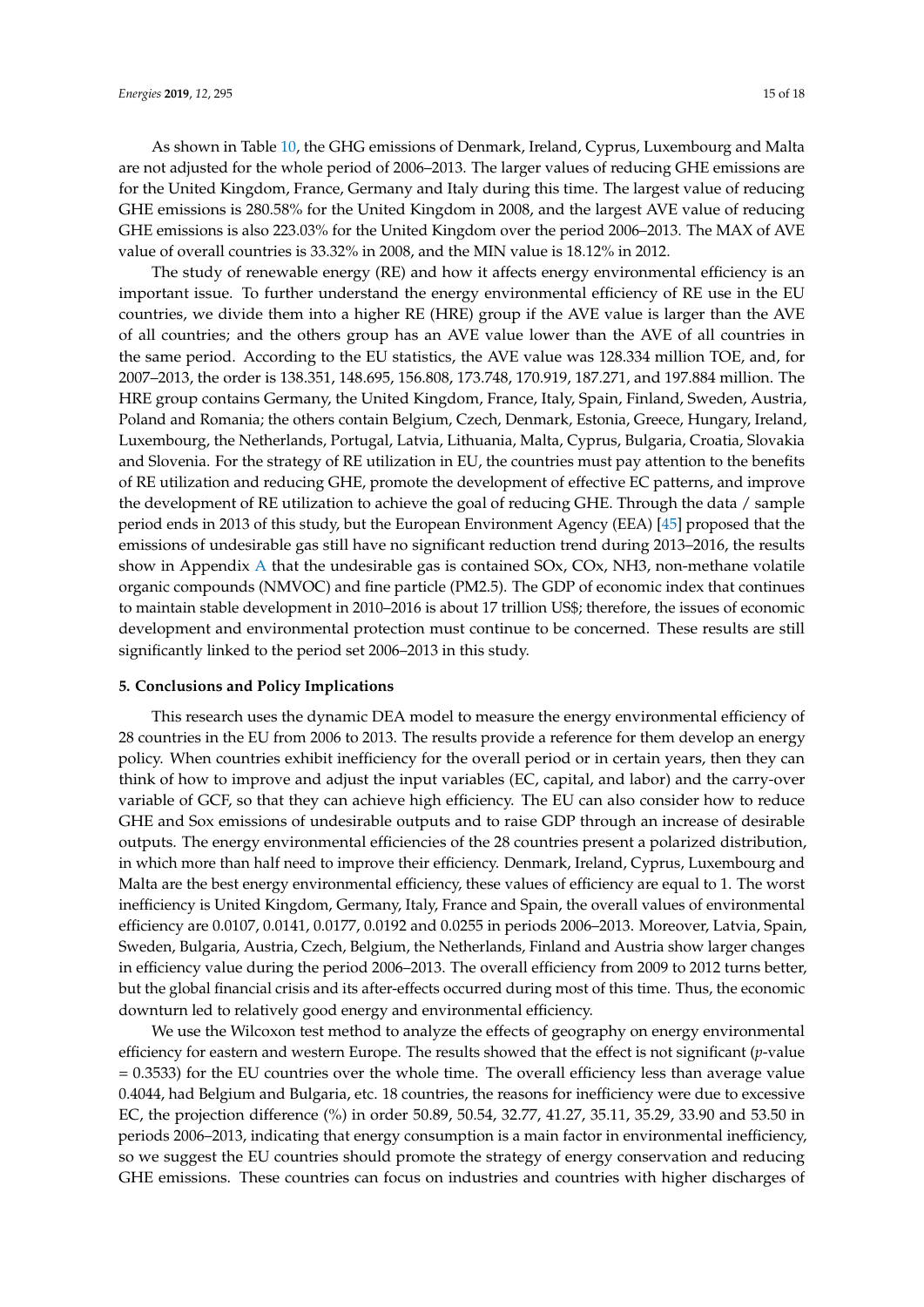As shown in Table 10, the GHG emissions of Denmark, Ireland, Cyprus, Luxembourg and Malta are not adjusted for the whole period of 2006–2013. The larger values of reducing GHE emissions are for the United Kingdom, France, Germany and Italy during this time. The largest value of reducing GHE emissions is 280.58% for the United Kingdom in 2008, and the largest AVE value of reducing GHE emissions is also 223.03% for the United Kingdom over the period 2006–2013. The MAX of AVE value of overall countries is 33.32% in 2008, and the MIN value is 18.12% in 2012.

The study of renewable energy (RE) and how it affects energy environmental efficiency is an important issue. To further understand the energy environmental efficiency of RE use in the EU countries, we divide them into a higher RE (HRE) group if the AVE value is larger than the AVE of all countries; and the others group has an AVE value lower than the AVE of all countries in the same period. According to the EU statistics, the AVE value was 128.334 million TOE, and, for 2007–2013, the order is 138.351, 148.695, 156.808, 173.748, 170.919, 187.271, and 197.884 million. The HRE group contains Germany, the United Kingdom, France, Italy, Spain, Finland, Sweden, Austria, Poland and Romania; the others contain Belgium, Czech, Denmark, Estonia, Greece, Hungary, Ireland, Luxembourg, the Netherlands, Portugal, Latvia, Lithuania, Malta, Cyprus, Bulgaria, Croatia, Slovakia and Slovenia. For the strategy of RE utilization in EU, the countries must pay attention to the benefits of RE utilization and reducing GHE, promote the development of effective EC patterns, and improve the development of RE utilization to achieve the goal of reducing GHE. Through the data / sample period ends in 2013 of this study, but the European Environment Agency (EEA) [45] proposed that the emissions of undesirable gas still have no significant reduction trend during 2013–2016, the results show in Appendix A that the undesirable gas is contained SOx, COx, NH3, non-methane volatile organic compounds (NMVOC) and fine particle (PM2.5). The GDP of economic index that continues to maintain stable development in 2010–2016 is about 17 trillion US$; therefore, the issues of economic development and environmental protection must continue to be concerned. These results are still significantly linked to the period set 2006–2013 in this study.

## 5. Conclusions and Policy Implications

This research uses the dynamic DEA model to measure the energy environmental efficiency of 28 countries in the EU from 2006 to 2013. The results provide a reference for them develop an energy policy. When countries exhibit inefficiency for the overall period or in certain years, then they can think of how to improve and adjust the input variables (EC, capital, and labor) and the carry-over variable of GCF, so that they can achieve high efficiency. The EU can also consider how to reduce GHE and Sox emissions of undesirable outputs and to raise GDP through an increase of desirable outputs. The energy environmental efficiencies of the 28 countries present a polarized distribution, in which more than half need to improve their efficiency. Denmark, Ireland, Cyprus, Luxembourg and Malta are the best energy environmental efficiency, these values of efficiency are equal to 1. The worst inefficiency is United Kingdom, Germany, Italy, France and Spain, the overall values of environmental efficiency are 0.0107, 0.0141, 0.0177, 0.0192 and 0.0255 in periods 2006–2013. Moreover, Latvia, Spain, Sweden, Bulgaria, Austria, Czech, Belgium, the Netherlands, Finland and Austria show larger changes in efficiency value during the period 2006–2013. The overall efficiency from 2009 to 2012 turns better, but the global financial crisis and its after-effects occurred during most of this time. Thus, the economic downturn led to relatively good energy and environmental efficiency.

We use the Wilcoxon test method to analyze the effects of geography on energy environmental efficiency for eastern and western Europe. The results showed that the effect is not significant (*p*-value = 0.3533) for the EU countries over the whole time. The overall efficiency less than average value 0.4044, had Belgium and Bulgaria, etc. 18 countries, the reasons for inefficiency were due to excessive EC, the projection difference (%) in order 50.89, 50.54, 32.77, 41.27, 35.11, 35.29, 33.90 and 53.50 in periods 2006–2013, indicating that energy consumption is a main factor in environmental inefficiency, so we suggest the EU countries should promote the strategy of energy conservation and reducing GHE emissions. These countries can focus on industries and countries with higher discharges of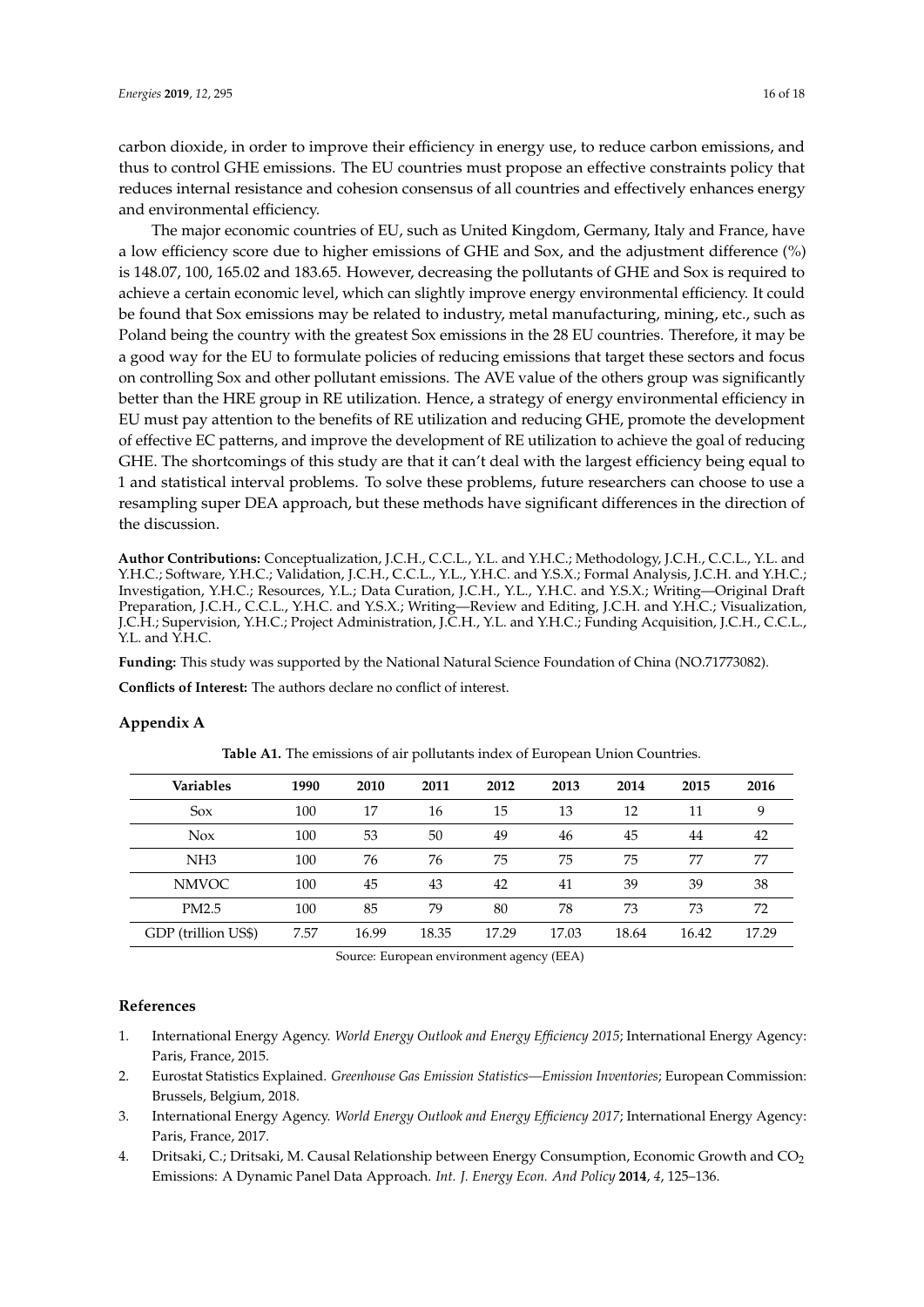carbon dioxide, in order to improve their efficiency in energy use, to reduce carbon emissions, and thus to control GHE emissions. The EU countries must propose an effective constraints policy that reduces internal resistance and cohesion consensus of all countries and effectively enhances energy and environmental efficiency.

The major economic countries of EU, such as United Kingdom, Germany, Italy and France, have a low efficiency score due to higher emissions of GHE and Sox, and the adjustment difference (%) is 148.07, 100, 165.02 and 183.65. However, decreasing the pollutants of GHE and Sox is required to achieve a certain economic level, which can slightly improve energy environmental efficiency. It could be found that Sox emissions may be related to industry, metal manufacturing, mining, etc., such as Poland being the country with the greatest Sox emissions in the 28 EU countries. Therefore, it may be a good way for the EU to formulate policies of reducing emissions that target these sectors and focus on controlling Sox and other pollutant emissions. The AVE value of the others group was significantly better than the HRE group in RE utilization. Hence, a strategy of energy environmental efficiency in EU must pay attention to the benefits of RE utilization and reducing GHE, promote the development of effective EC patterns, and improve the development of RE utilization to achieve the goal of reducing GHE. The shortcomings of this study are that it can't deal with the largest efficiency being equal to 1 and statistical interval problems. To solve these problems, future researchers can choose to use a resampling super DEA approach, but these methods have significant differences in the direction of the discussion.

**Author Contributions:** Conceptualization, J.C.H., C.C.L., Y.L. and Y.H.C.; Methodology, J.C.H., C.C.L., Y.L. and Y.H.C.; Software, Y.H.C.; Validation, J.C.H., C.C.L., Y.L., Y.H.C. and Y.S.X.; Formal Analysis, J.C.H. and Y.H.C.; Investigation, Y.H.C.; Resources, Y.L.; Data Curation, J.C.H., Y.L., Y.H.C. and Y.S.X.; Writing—Original Draft Preparation, J.C.H., C.C.L., Y.H.C. and Y.S.X.; Writing—Review and Editing, J.C.H. and Y.H.C.; Visualization, J.C.H.; Supervision, Y.H.C.; Project Administration, J.C.H., Y.L. and Y.H.C.; Funding Acquisition, J.C.H., C.C.L., Y.L. and Y.H.C.

**Funding:** This study was supported by the National Natural Science Foundation of China (NO.71773082).

**Conflicts of Interest:** The authors declare no conflict of interest.

## Appendix A

**Table A1.** The emissions of air pollutants index of European Union Countries.

| Variables | 1990 | 2010 | 2011 | 2012 | 2013 | 2014 | 2015 | 2016 |
|---|---|---|---|---|---|---|---|---|
| Sox | 100 | 17 | 16 | 15 | 13 | 12 | 11 | 9 |
| Nox | 100 | 53 | 50 | 49 | 46 | 45 | 44 | 42 |
| NH3 | 100 | 76 | 76 | 75 | 75 | 75 | 77 | 77 |
| NMVOC | 100 | 45 | 43 | 42 | 41 | 39 | 39 | 38 |
| PM2.5 | 100 | 85 | 79 | 80 | 78 | 73 | 73 | 72 |
| GDP (trillion US$) | 7.57 | 16.99 | 18.35 | 17.29 | 17.03 | 18.64 | 16.42 | 17.29 |

Source: European environment agency (EEA)

## References

1. International Energy Agency. *World Energy Outlook and Energy Efficiency 2015*; International Energy Agency: Paris, France, 2015.
2. Eurostat Statistics Explained. *Greenhouse Gas Emission Statistics—Emission Inventories*; European Commission: Brussels, Belgium, 2018.
3. International Energy Agency. *World Energy Outlook and Energy Efficiency 2017*; International Energy Agency: Paris, France, 2017.
4. Dritsaki, C.; Dritsaki, M. Causal Relationship between Energy Consumption, Economic Growth and $CO_2$ Emissions: A Dynamic Panel Data Approach. *Int. J. Energy Econ. And Policy* **2014**, *4*, 125–136.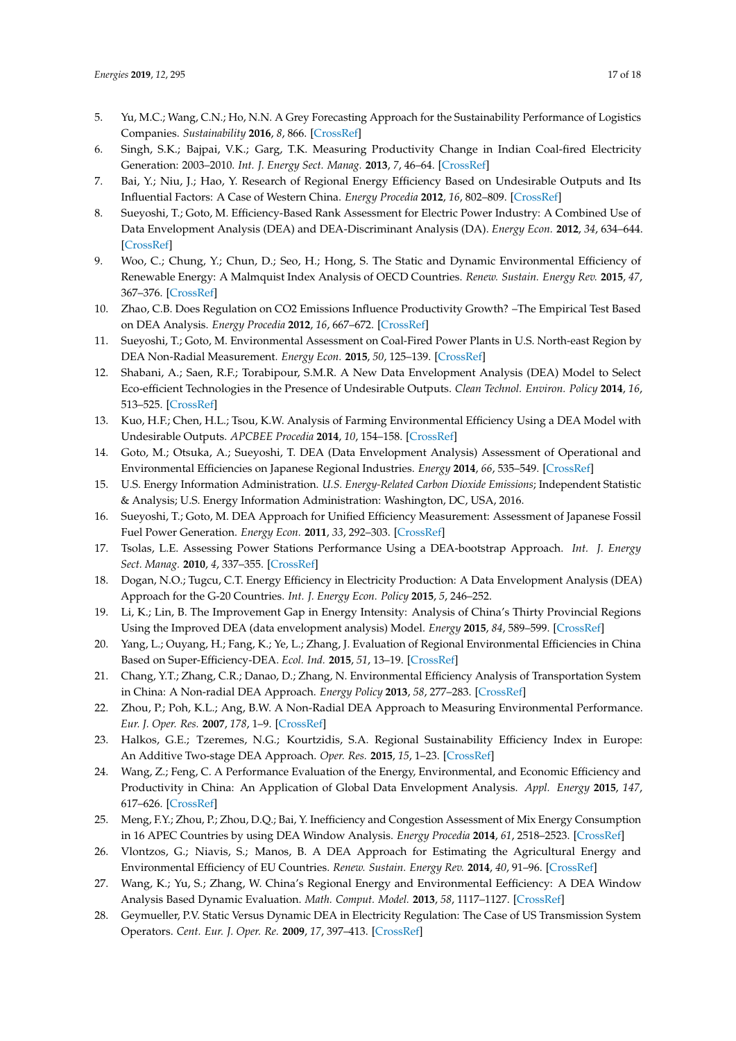5. Yu, M.C.; Wang, C.N.; Ho, N.N. A Grey Forecasting Approach for the Sustainability Performance of Logistics Companies. *Sustainability* **2016**, *8*, 866. [CrossRef]
6. Singh, S.K.; Bajpai, V.K.; Garg, T.K. Measuring Productivity Change in Indian Coal-fired Electricity Generation: 2003–2010. *Int. J. Energy Sect. Manag.* **2013**, *7*, 46–64. [CrossRef]
7. Bai, Y.; Niu, J.; Hao, Y. Research of Regional Energy Efficiency Based on Undesirable Outputs and Its Influential Factors: A Case of Western China. *Energy Procedia* **2012**, *16*, 802–809. [CrossRef]
8. Sueyoshi, T.; Goto, M. Efficiency-Based Rank Assessment for Electric Power Industry: A Combined Use of Data Envelopment Analysis (DEA) and DEA-Discriminant Analysis (DA). *Energy Econ.* **2012**, *34*, 634–644. [CrossRef]
9. Woo, C.; Chung, Y.; Chun, D.; Seo, H.; Hong, S. The Static and Dynamic Environmental Efficiency of Renewable Energy: A Malmquist Index Analysis of OECD Countries. *Renew. Sustain. Energy Rev.* **2015**, *47*, 367–376. [CrossRef]
10. Zhao, C.B. Does Regulation on CO2 Emissions Influence Productivity Growth? –The Empirical Test Based on DEA Analysis. *Energy Procedia* **2012**, *16*, 667–672. [CrossRef]
11. Sueyoshi, T.; Goto, M. Environmental Assessment on Coal-Fired Power Plants in U.S. North-east Region by DEA Non-Radial Measurement. *Energy Econ.* **2015**, *50*, 125–139. [CrossRef]
12. Shabani, A.; Saen, R.F.; Torabipour, S.M.R. A New Data Envelopment Analysis (DEA) Model to Select Eco-efficient Technologies in the Presence of Undesirable Outputs. *Clean Technol. Environ. Policy* **2014**, *16*, 513–525. [CrossRef]
13. Kuo, H.F.; Chen, H.L.; Tsou, K.W. Analysis of Farming Environmental Efficiency Using a DEA Model with Undesirable Outputs. *APCBEE Procedia* **2014**, *10*, 154–158. [CrossRef]
14. Goto, M.; Otsuka, A.; Sueyoshi, T. DEA (Data Envelopment Analysis) Assessment of Operational and Environmental Efficiencies on Japanese Regional Industries. *Energy* **2014**, *66*, 535–549. [CrossRef]
15. U.S. Energy Information Administration. *U.S. Energy-Related Carbon Dioxide Emissions*; Independent Statistic & Analysis; U.S. Energy Information Administration: Washington, DC, USA, 2016.
16. Sueyoshi, T.; Goto, M. DEA Approach for Unified Efficiency Measurement: Assessment of Japanese Fossil Fuel Power Generation. *Energy Econ.* **2011**, *33*, 292–303. [CrossRef]
17. Tsolas, L.E. Assessing Power Stations Performance Using a DEA-bootstrap Approach. *Int. J. Energy Sect. Manag.* **2010**, *4*, 337–355. [CrossRef]
18. Dogan, N.O.; Tugcu, C.T. Energy Efficiency in Electricity Production: A Data Envelopment Analysis (DEA) Approach for the G-20 Countries. *Int. J. Energy Econ. Policy* **2015**, *5*, 246–252.
19. Li, K.; Lin, B. The Improvement Gap in Energy Intensity: Analysis of China's Thirty Provincial Regions Using the Improved DEA (data envelopment analysis) Model. *Energy* **2015**, *84*, 589–599. [CrossRef]
20. Yang, L.; Ouyang, H.; Fang, K.; Ye, L.; Zhang, J. Evaluation of Regional Environmental Efficiencies in China Based on Super-Efficiency-DEA. *Ecol. Ind.* **2015**, *51*, 13–19. [CrossRef]
21. Chang, Y.T.; Zhang, C.R.; Danao, D.; Zhang, N. Environmental Efficiency Analysis of Transportation System in China: A Non-radial DEA Approach. *Energy Policy* **2013**, *58*, 277–283. [CrossRef]
22. Zhou, P.; Poh, K.L.; Ang, B.W. A Non-Radial DEA Approach to Measuring Environmental Performance. *Eur. J. Oper. Res.* **2007**, *178*, 1–9. [CrossRef]
23. Halkos, G.E.; Tzeremes, N.G.; Kourtzidis, S.A. Regional Sustainability Efficiency Index in Europe: An Additive Two-stage DEA Approach. *Oper. Res.* **2015**, *15*, 1–23. [CrossRef]
24. Wang, Z.; Feng, C. A Performance Evaluation of the Energy, Environmental, and Economic Efficiency and Productivity in China: An Application of Global Data Envelopment Analysis. *Appl. Energy* **2015**, *147*, 617–626. [CrossRef]
25. Meng, F.Y.; Zhou, P.; Zhou, D.Q.; Bai, Y. Inefficiency and Congestion Assessment of Mix Energy Consumption in 16 APEC Countries by using DEA Window Analysis. *Energy Procedia* **2014**, *61*, 2518–2523. [CrossRef]
26. Vlontzos, G.; Niavis, S.; Manos, B. A DEA Approach for Estimating the Agricultural Energy and Environmental Efficiency of EU Countries. *Renew. Sustain. Energy Rev.* **2014**, *40*, 91–96. [CrossRef]
27. Wang, K.; Yu, S.; Zhang, W. China's Regional Energy and Environmental Eefficiency: A DEA Window Analysis Based Dynamic Evaluation. *Math. Comput. Model.* **2013**, *58*, 1117–1127. [CrossRef]
28. Geymueller, P.V. Static Versus Dynamic DEA in Electricity Regulation: The Case of US Transmission System Operators. *Cent. Eur. J. Oper. Re.* **2009**, *17*, 397–413. [CrossRef]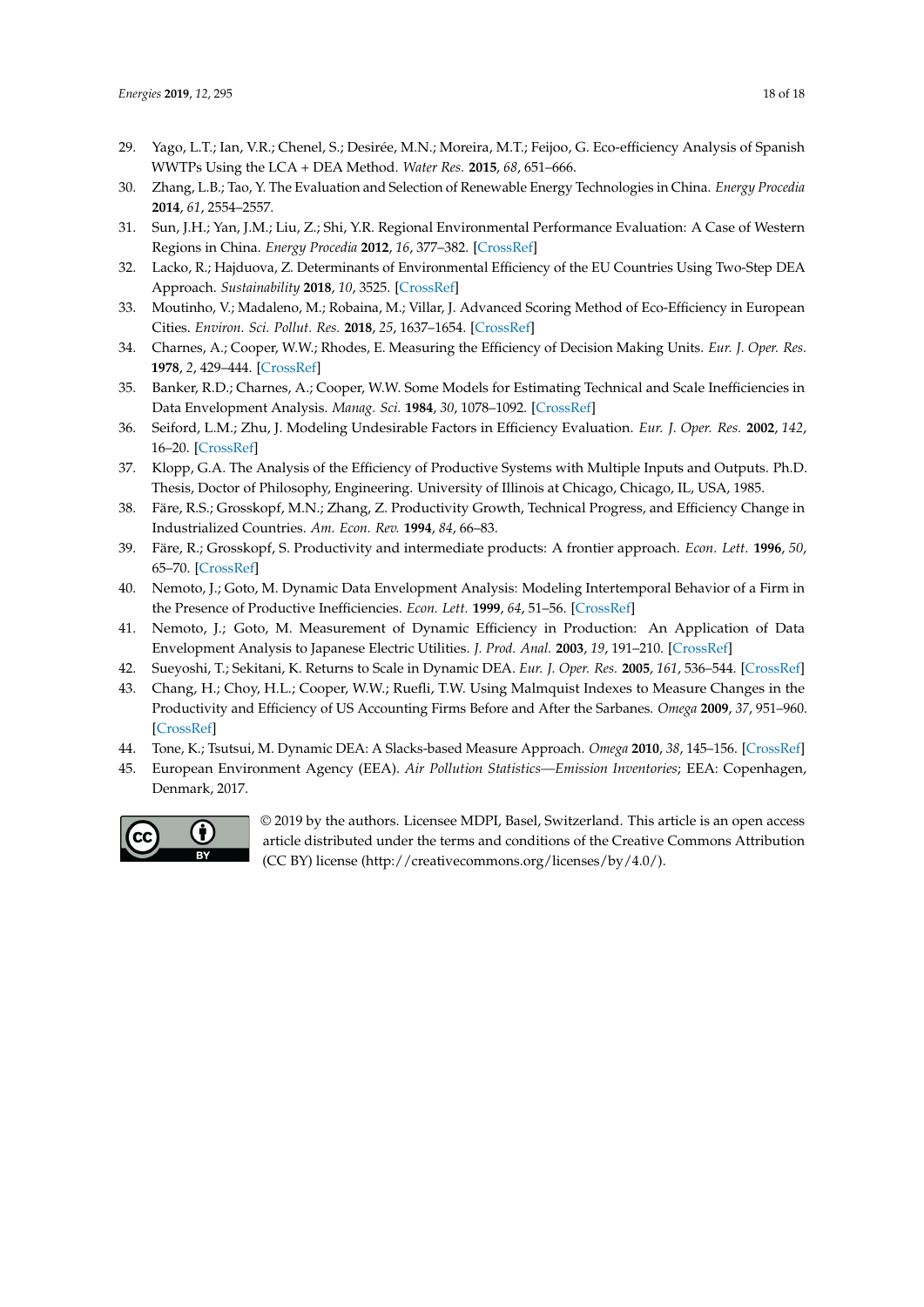29. Yago, L.T.; Ian, V.R.; Chenel, S.; Desirée, M.N.; Moreira, M.T.; Feijoo, G. Eco-efficiency Analysis of Spanish WWTPs Using the LCA + DEA Method. *Water Res.* **2015**, *68*, 651–666.
30. Zhang, L.B.; Tao, Y. The Evaluation and Selection of Renewable Energy Technologies in China. *Energy Procedia* **2014**, *61*, 2554–2557.
31. Sun, J.H.; Yan, J.M.; Liu, Z.; Shi, Y.R. Regional Environmental Performance Evaluation: A Case of Western Regions in China. *Energy Procedia* **2012**, *16*, 377–382. [CrossRef]
32. Lacko, R.; Hajduova, Z. Determinants of Environmental Efficiency of the EU Countries Using Two-Step DEA Approach. *Sustainability* **2018**, *10*, 3525. [CrossRef]
33. Moutinho, V.; Madaleno, M.; Robaina, M.; Villar, J. Advanced Scoring Method of Eco-Efficiency in European Cities. *Environ. Sci. Pollut. Res.* **2018**, *25*, 1637–1654. [CrossRef]
34. Charnes, A.; Cooper, W.W.; Rhodes, E. Measuring the Efficiency of Decision Making Units. *Eur. J. Oper. Res.* **1978**, *2*, 429–444. [CrossRef]
35. Banker, R.D.; Charnes, A.; Cooper, W.W. Some Models for Estimating Technical and Scale Inefficiencies in Data Envelopment Analysis. *Manag. Sci.* **1984**, *30*, 1078–1092. [CrossRef]
36. Seiford, L.M.; Zhu, J. Modeling Undesirable Factors in Efficiency Evaluation. *Eur. J. Oper. Res.* **2002**, *142*, 16–20. [CrossRef]
37. Klopp, G.A. The Analysis of the Efficiency of Productive Systems with Multiple Inputs and Outputs. Ph.D. Thesis, Doctor of Philosophy, Engineering. University of Illinois at Chicago, Chicago, IL, USA, 1985.
38. Färe, R.S.; Grosskopf, M.N.; Zhang, Z. Productivity Growth, Technical Progress, and Efficiency Change in Industrialized Countries. *Am. Econ. Rev.* **1994**, *84*, 66–83.
39. Färe, R.; Grosskopf, S. Productivity and intermediate products: A frontier approach. *Econ. Lett.* **1996**, *50*, 65–70. [CrossRef]
40. Nemoto, J.; Goto, M. Dynamic Data Envelopment Analysis: Modeling Intertemporal Behavior of a Firm in the Presence of Productive Inefficiencies. *Econ. Lett.* **1999**, *64*, 51–56. [CrossRef]
41. Nemoto, J.; Goto, M. Measurement of Dynamic Efficiency in Production: An Application of Data Envelopment Analysis to Japanese Electric Utilities. *J. Prod. Anal.* **2003**, *19*, 191–210. [CrossRef]
42. Sueyoshi, T.; Sekitani, K. Returns to Scale in Dynamic DEA. *Eur. J. Oper. Res.* **2005**, *161*, 536–544. [CrossRef]
43. Chang, H.; Choy, H.L.; Cooper, W.W.; Ruefli, T.W. Using Malmquist Indexes to Measure Changes in the Productivity and Efficiency of US Accounting Firms Before and After the Sarbanes. *Omega* **2009**, *37*, 951–960. [CrossRef]
44. Tone, K.; Tsutsui, M. Dynamic DEA: A Slacks-based Measure Approach. *Omega* **2010**, *38*, 145–156. [CrossRef]
45. European Environment Agency (EEA). *Air Pollution Statistics—Emission Inventories*; EEA: Copenhagen, Denmark, 2017.

© 2019 by the authors. Licensee MDPI, Basel, Switzerland. This article is an open access article distributed under the terms and conditions of the Creative Commons Attribution (CC BY) license (http://creativecommons.org/licenses/by/4.0/).